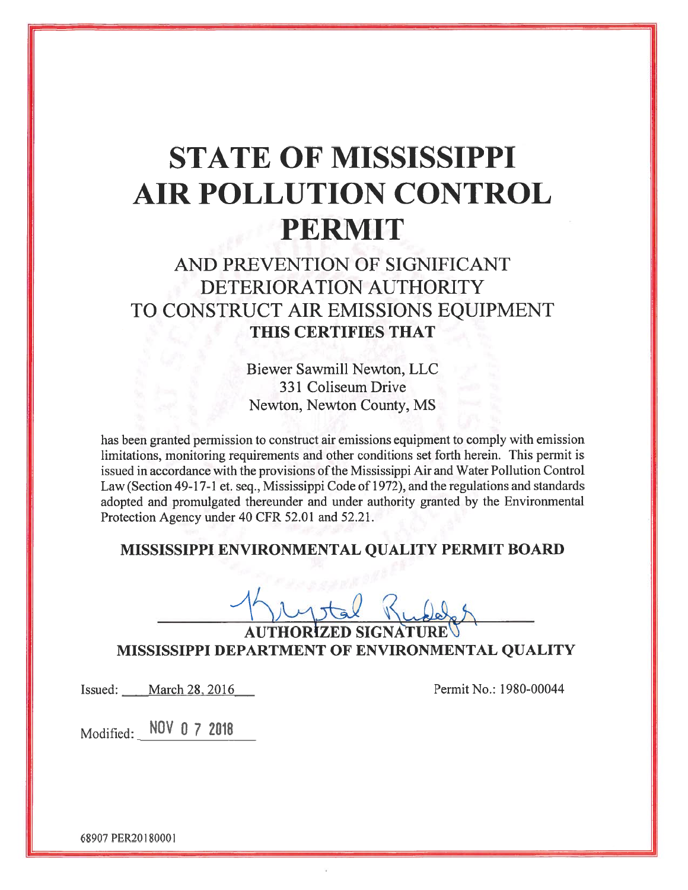# STATE OF MISSISSIPPI AIR POLLUTION CONTROL PERMIT

AND PREVENTION OF SIGNIFICANT DETERIORATION AUTHORITY TO CONSTRUCT AIR EMISSIONS EQUIPMENT

**THIS CERTIFIES THAT**

Biewer Sawmill Newton, LLC
331 Coliseum Drive
Newton, Newton County, MS

has been granted permission to construct air emissions equipment to comply with emission limitations, monitoring requirements and other conditions set forth herein. This permit is issued in accordance with the provisions of the Mississippi Air and Water Pollution Control Law (Section 49-17-1 et. seq., Mississippi Code of 1972), and the regulations and standards adopted and promulgated thereunder and under authority granted by the Environmental Protection Agency under 40 CFR 52.01 and 52.21.

**MISSISSIPPI ENVIRONMENTAL QUALITY PERMIT BOARD**

Krystal Rudolph

**AUTHORIZED SIGNATURE**
**MISSISSIPPI DEPARTMENT OF ENVIRONMENTAL QUALITY**

Issued: March 28, 2016

Permit No.: 1980-00044

Modified: NOV 07 2018

68907 PER20180001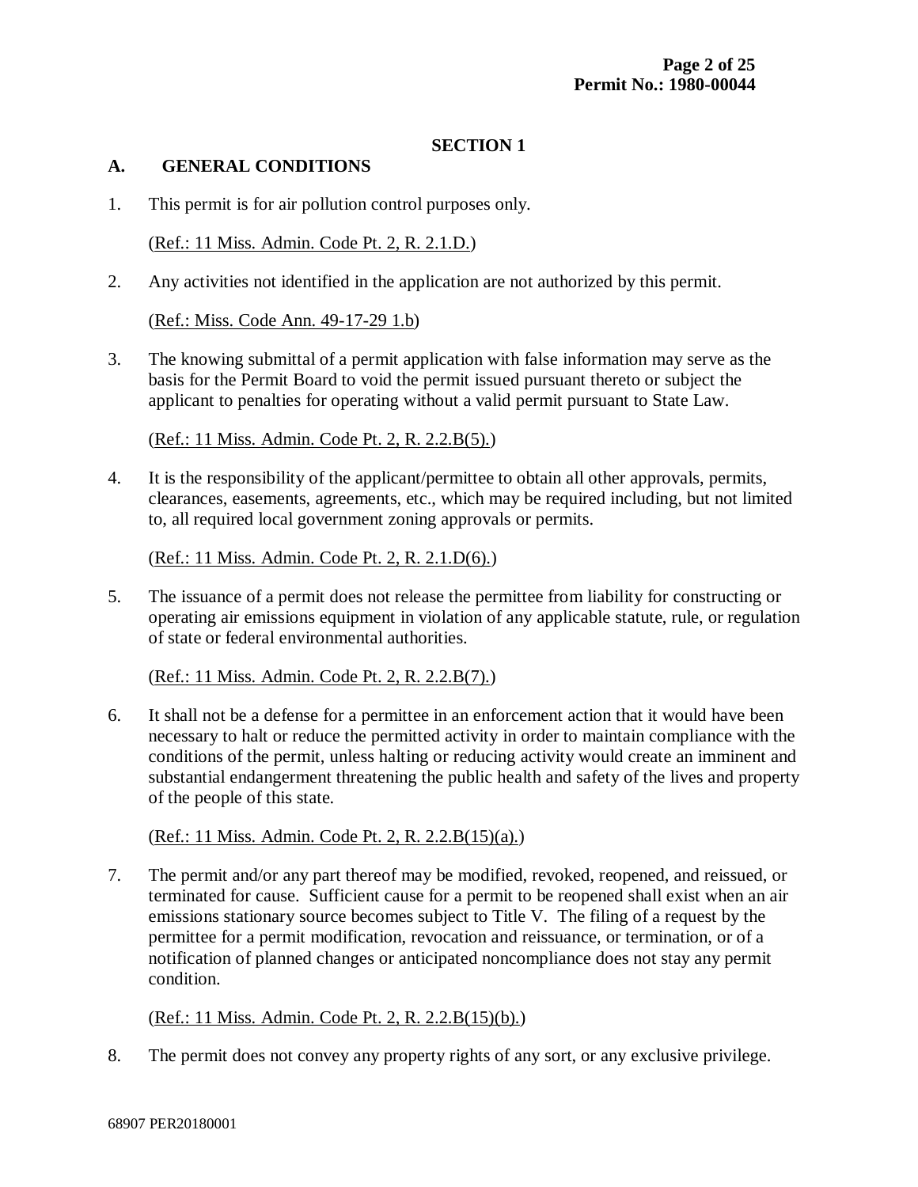## SECTION 1

### A. GENERAL CONDITIONS

1. This permit is for air pollution control purposes only.

   (Ref.: 11 Miss. Admin. Code Pt. 2, R. 2.1.D.)

2. Any activities not identified in the application are not authorized by this permit.

   (Ref.: Miss. Code Ann. 49-17-29 1.b)

3. The knowing submittal of a permit application with false information may serve as the basis for the Permit Board to void the permit issued pursuant thereto or subject the applicant to penalties for operating without a valid permit pursuant to State Law.

   (Ref.: 11 Miss. Admin. Code Pt. 2, R. 2.2.B(5).)

4. It is the responsibility of the applicant/permittee to obtain all other approvals, permits, clearances, easements, agreements, etc., which may be required including, but not limited to, all required local government zoning approvals or permits.

   (Ref.: 11 Miss. Admin. Code Pt. 2, R. 2.1.D(6).)

5. The issuance of a permit does not release the permittee from liability for constructing or operating air emissions equipment in violation of any applicable statute, rule, or regulation of state or federal environmental authorities.

   (Ref.: 11 Miss. Admin. Code Pt. 2, R. 2.2.B(7).)

6. It shall not be a defense for a permittee in an enforcement action that it would have been necessary to halt or reduce the permitted activity in order to maintain compliance with the conditions of the permit, unless halting or reducing activity would create an imminent and substantial endangerment threatening the public health and safety of the lives and property of the people of this state.

   (Ref.: 11 Miss. Admin. Code Pt. 2, R. 2.2.B(15)(a).)

7. The permit and/or any part thereof may be modified, revoked, reopened, and reissued, or terminated for cause. Sufficient cause for a permit to be reopened shall exist when an air emissions stationary source becomes subject to Title V. The filing of a request by the permittee for a permit modification, revocation and reissuance, or termination, or of a notification of planned changes or anticipated noncompliance does not stay any permit condition.

   (Ref.: 11 Miss. Admin. Code Pt. 2, R. 2.2.B(15)(b).)

8. The permit does not convey any property rights of any sort, or any exclusive privilege.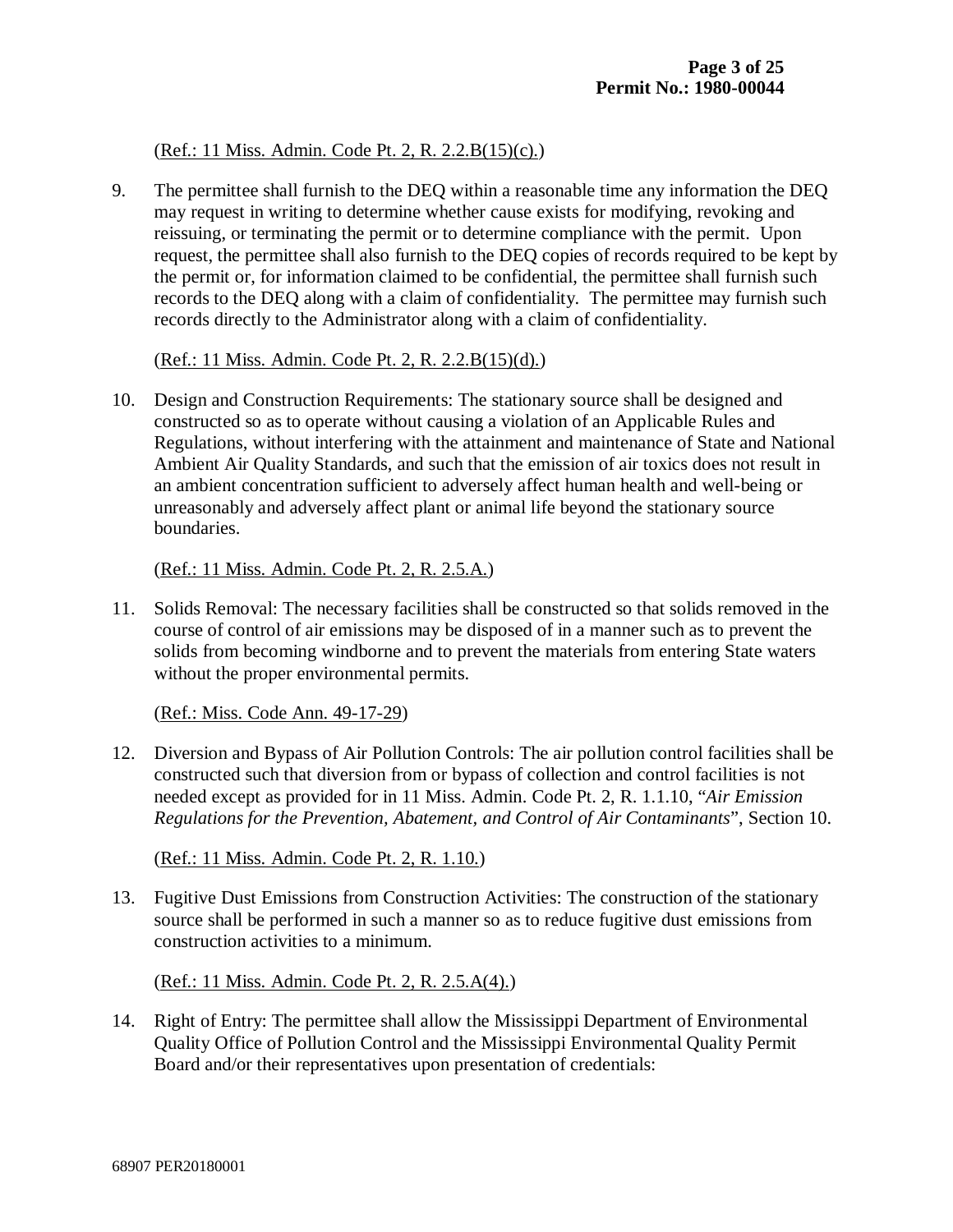(Ref.: 11 Miss. Admin. Code Pt. 2, R. 2.2.B(15)(c).)

9. The permittee shall furnish to the DEQ within a reasonable time any information the DEQ may request in writing to determine whether cause exists for modifying, revoking and reissuing, or terminating the permit or to determine compliance with the permit. Upon request, the permittee shall also furnish to the DEQ copies of records required to be kept by the permit or, for information claimed to be confidential, the permittee shall furnish such records to the DEQ along with a claim of confidentiality. The permittee may furnish such records directly to the Administrator along with a claim of confidentiality.

   (Ref.: 11 Miss. Admin. Code Pt. 2, R. 2.2.B(15)(d).)

10. Design and Construction Requirements: The stationary source shall be designed and constructed so as to operate without causing a violation of an Applicable Rules and Regulations, without interfering with the attainment and maintenance of State and National Ambient Air Quality Standards, and such that the emission of air toxics does not result in an ambient concentration sufficient to adversely affect human health and well-being or unreasonably and adversely affect plant or animal life beyond the stationary source boundaries.

    (Ref.: 11 Miss. Admin. Code Pt. 2, R. 2.5.A.)

11. Solids Removal: The necessary facilities shall be constructed so that solids removed in the course of control of air emissions may be disposed of in a manner such as to prevent the solids from becoming windborne and to prevent the materials from entering State waters without the proper environmental permits.

    (Ref.: Miss. Code Ann. 49-17-29)

12. Diversion and Bypass of Air Pollution Controls: The air pollution control facilities shall be constructed such that diversion from or bypass of collection and control facilities is not needed except as provided for in 11 Miss. Admin. Code Pt. 2, R. 1.1.10, "*Air Emission Regulations for the Prevention, Abatement, and Control of Air Contaminants*", Section 10.

    (Ref.: 11 Miss. Admin. Code Pt. 2, R. 1.10.)

13. Fugitive Dust Emissions from Construction Activities: The construction of the stationary source shall be performed in such a manner so as to reduce fugitive dust emissions from construction activities to a minimum.

    (Ref.: 11 Miss. Admin. Code Pt. 2, R. 2.5.A(4).)

14. Right of Entry: The permittee shall allow the Mississippi Department of Environmental Quality Office of Pollution Control and the Mississippi Environmental Quality Permit Board and/or their representatives upon presentation of credentials: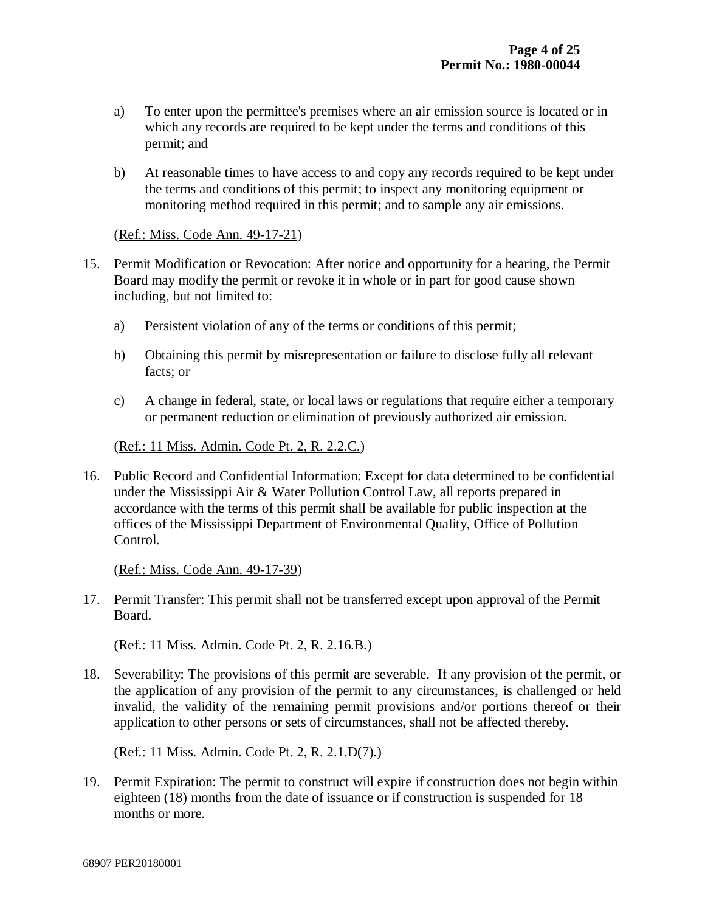a) To enter upon the permittee's premises where an air emission source is located or in which any records are required to be kept under the terms and conditions of this permit; and

b) At reasonable times to have access to and copy any records required to be kept under the terms and conditions of this permit; to inspect any monitoring equipment or monitoring method required in this permit; and to sample any air emissions.

(Ref.: Miss. Code Ann. 49-17-21)

15. Permit Modification or Revocation: After notice and opportunity for a hearing, the Permit Board may modify the permit or revoke it in whole or in part for good cause shown including, but not limited to:

    a) Persistent violation of any of the terms or conditions of this permit;

    b) Obtaining this permit by misrepresentation or failure to disclose fully all relevant facts; or

    c) A change in federal, state, or local laws or regulations that require either a temporary or permanent reduction or elimination of previously authorized air emission.

    (Ref.: 11 Miss. Admin. Code Pt. 2, R. 2.2.C.)

16. Public Record and Confidential Information: Except for data determined to be confidential under the Mississippi Air & Water Pollution Control Law, all reports prepared in accordance with the terms of this permit shall be available for public inspection at the offices of the Mississippi Department of Environmental Quality, Office of Pollution Control.

    (Ref.: Miss. Code Ann. 49-17-39)

17. Permit Transfer: This permit shall not be transferred except upon approval of the Permit Board.

    (Ref.: 11 Miss. Admin. Code Pt. 2, R. 2.16.B.)

18. Severability: The provisions of this permit are severable. If any provision of the permit, or the application of any provision of the permit to any circumstances, is challenged or held invalid, the validity of the remaining permit provisions and/or portions thereof or their application to other persons or sets of circumstances, shall not be affected thereby.

    (Ref.: 11 Miss. Admin. Code Pt. 2, R. 2.1.D(7).)

19. Permit Expiration: The permit to construct will expire if construction does not begin within eighteen (18) months from the date of issuance or if construction is suspended for 18 months or more.

68907 PER20180001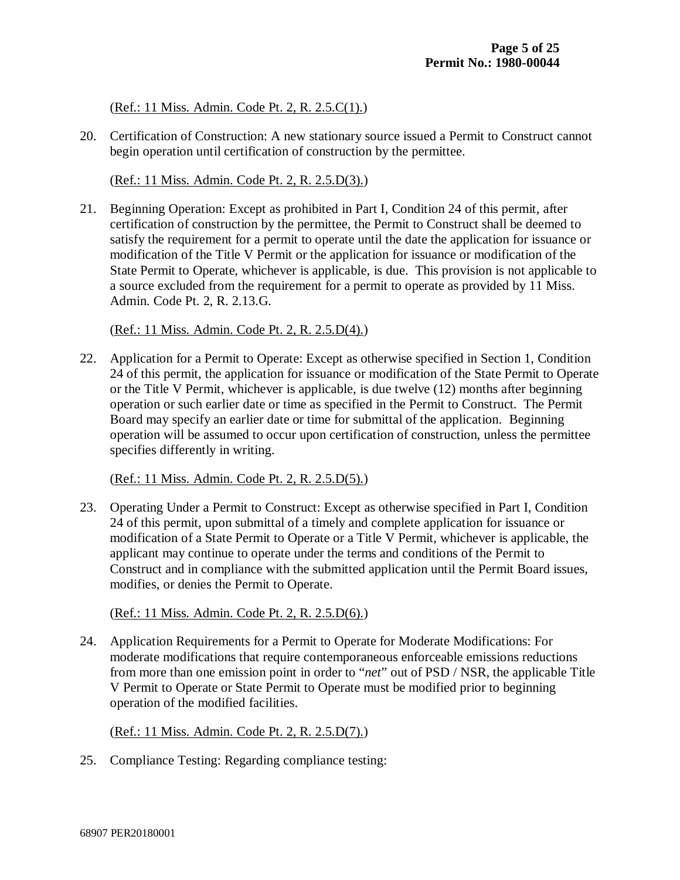(Ref.: 11 Miss. Admin. Code Pt. 2, R. 2.5.C(1).)

20. Certification of Construction: A new stationary source issued a Permit to Construct cannot begin operation until certification of construction by the permittee.

    (Ref.: 11 Miss. Admin. Code Pt. 2, R. 2.5.D(3).)

21. Beginning Operation: Except as prohibited in Part I, Condition 24 of this permit, after certification of construction by the permittee, the Permit to Construct shall be deemed to satisfy the requirement for a permit to operate until the date the application for issuance or modification of the Title V Permit or the application for issuance or modification of the State Permit to Operate, whichever is applicable, is due. This provision is not applicable to a source excluded from the requirement for a permit to operate as provided by 11 Miss. Admin. Code Pt. 2, R. 2.13.G.

    (Ref.: 11 Miss. Admin. Code Pt. 2, R. 2.5.D(4).)

22. Application for a Permit to Operate: Except as otherwise specified in Section 1, Condition 24 of this permit, the application for issuance or modification of the State Permit to Operate or the Title V Permit, whichever is applicable, is due twelve (12) months after beginning operation or such earlier date or time as specified in the Permit to Construct. The Permit Board may specify an earlier date or time for submittal of the application. Beginning operation will be assumed to occur upon certification of construction, unless the permittee specifies differently in writing.

    (Ref.: 11 Miss. Admin. Code Pt. 2, R. 2.5.D(5).)

23. Operating Under a Permit to Construct: Except as otherwise specified in Part I, Condition 24 of this permit, upon submittal of a timely and complete application for issuance or modification of a State Permit to Operate or a Title V Permit, whichever is applicable, the applicant may continue to operate under the terms and conditions of the Permit to Construct and in compliance with the submitted application until the Permit Board issues, modifies, or denies the Permit to Operate.

    (Ref.: 11 Miss. Admin. Code Pt. 2, R. 2.5.D(6).)

24. Application Requirements for a Permit to Operate for Moderate Modifications: For moderate modifications that require contemporaneous enforceable emissions reductions from more than one emission point in order to "*net*" out of PSD / NSR, the applicable Title V Permit to Operate or State Permit to Operate must be modified prior to beginning operation of the modified facilities.

    (Ref.: 11 Miss. Admin. Code Pt. 2, R. 2.5.D(7).)

25. Compliance Testing: Regarding compliance testing: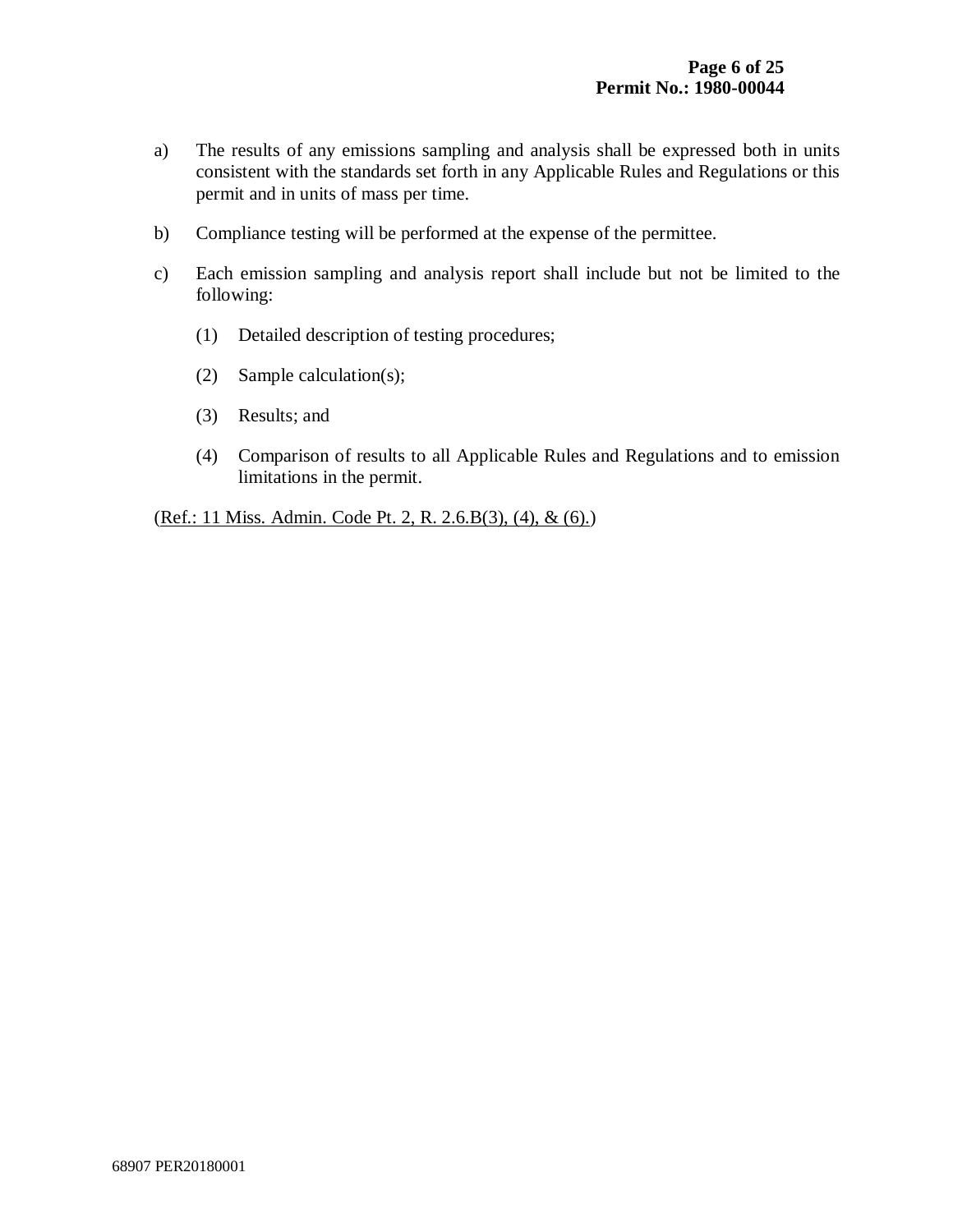a) The results of any emissions sampling and analysis shall be expressed both in units consistent with the standards set forth in any Applicable Rules and Regulations or this permit and in units of mass per time.

b) Compliance testing will be performed at the expense of the permittee.

c) Each emission sampling and analysis report shall include but not be limited to the following:

   (1) Detailed description of testing procedures;

   (2) Sample calculation(s);

   (3) Results; and

   (4) Comparison of results to all Applicable Rules and Regulations and to emission limitations in the permit.

(Ref.: 11 Miss. Admin. Code Pt. 2, R. 2.6.B(3), (4), & (6).)

68907 PER20180001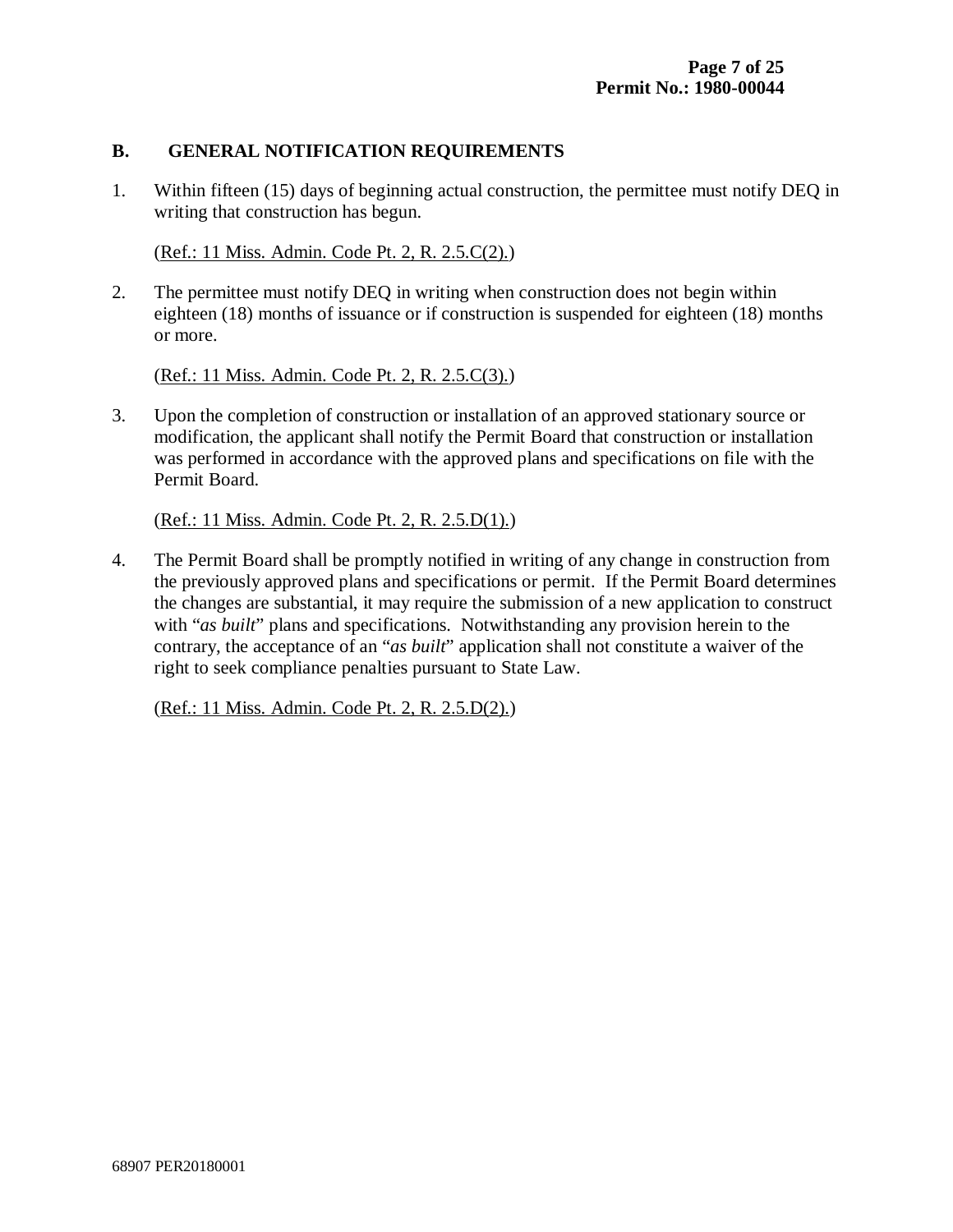## B. GENERAL NOTIFICATION REQUIREMENTS

1. Within fifteen (15) days of beginning actual construction, the permittee must notify DEQ in writing that construction has begun.

   (Ref.: 11 Miss. Admin. Code Pt. 2, R. 2.5.C(2).)

2. The permittee must notify DEQ in writing when construction does not begin within eighteen (18) months of issuance or if construction is suspended for eighteen (18) months or more.

   (Ref.: 11 Miss. Admin. Code Pt. 2, R. 2.5.C(3).)

3. Upon the completion of construction or installation of an approved stationary source or modification, the applicant shall notify the Permit Board that construction or installation was performed in accordance with the approved plans and specifications on file with the Permit Board.

   (Ref.: 11 Miss. Admin. Code Pt. 2, R. 2.5.D(1).)

4. The Permit Board shall be promptly notified in writing of any change in construction from the previously approved plans and specifications or permit. If the Permit Board determines the changes are substantial, it may require the submission of a new application to construct with "*as built*" plans and specifications. Notwithstanding any provision herein to the contrary, the acceptance of an "*as built*" application shall not constitute a waiver of the right to seek compliance penalties pursuant to State Law.

   (Ref.: 11 Miss. Admin. Code Pt. 2, R. 2.5.D(2).)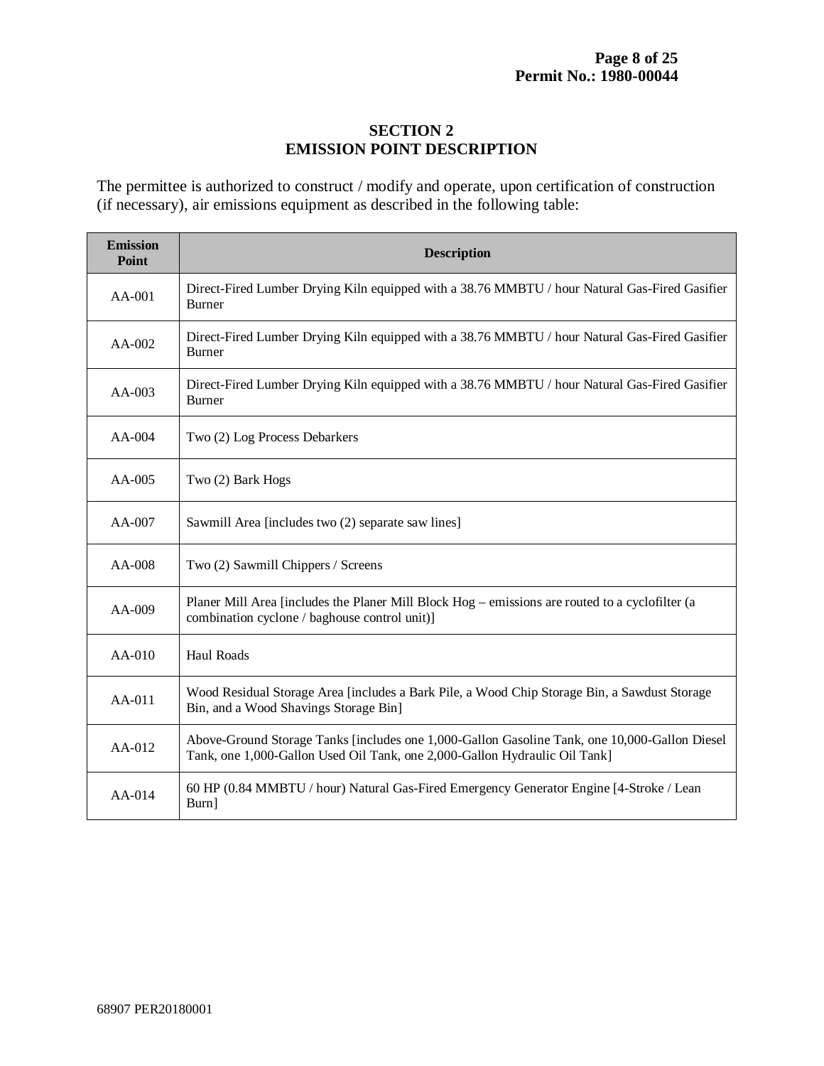# SECTION 2
# EMISSION POINT DESCRIPTION

The permittee is authorized to construct / modify and operate, upon certification of construction (if necessary), air emissions equipment as described in the following table:

| Emission Point | Description |
|---|---|
| AA-001 | Direct-Fired Lumber Drying Kiln equipped with a 38.76 MMBTU / hour Natural Gas-Fired Gasifier Burner |
| AA-002 | Direct-Fired Lumber Drying Kiln equipped with a 38.76 MMBTU / hour Natural Gas-Fired Gasifier Burner |
| AA-003 | Direct-Fired Lumber Drying Kiln equipped with a 38.76 MMBTU / hour Natural Gas-Fired Gasifier Burner |
| AA-004 | Two (2) Log Process Debarkers |
| AA-005 | Two (2) Bark Hogs |
| AA-007 | Sawmill Area [includes two (2) separate saw lines] |
| AA-008 | Two (2) Sawmill Chippers / Screens |
| AA-009 | Planer Mill Area [includes the Planer Mill Block Hog – emissions are routed to a cyclofilter (a combination cyclone / baghouse control unit)] |
| AA-010 | Haul Roads |
| AA-011 | Wood Residual Storage Area [includes a Bark Pile, a Wood Chip Storage Bin, a Sawdust Storage Bin, and a Wood Shavings Storage Bin] |
| AA-012 | Above-Ground Storage Tanks [includes one 1,000-Gallon Gasoline Tank, one 10,000-Gallon Diesel Tank, one 1,000-Gallon Used Oil Tank, one 2,000-Gallon Hydraulic Oil Tank] |
| AA-014 | 60 HP (0.84 MMBTU / hour) Natural Gas-Fired Emergency Generator Engine [4-Stroke / Lean Burn] |

68907 PER20180001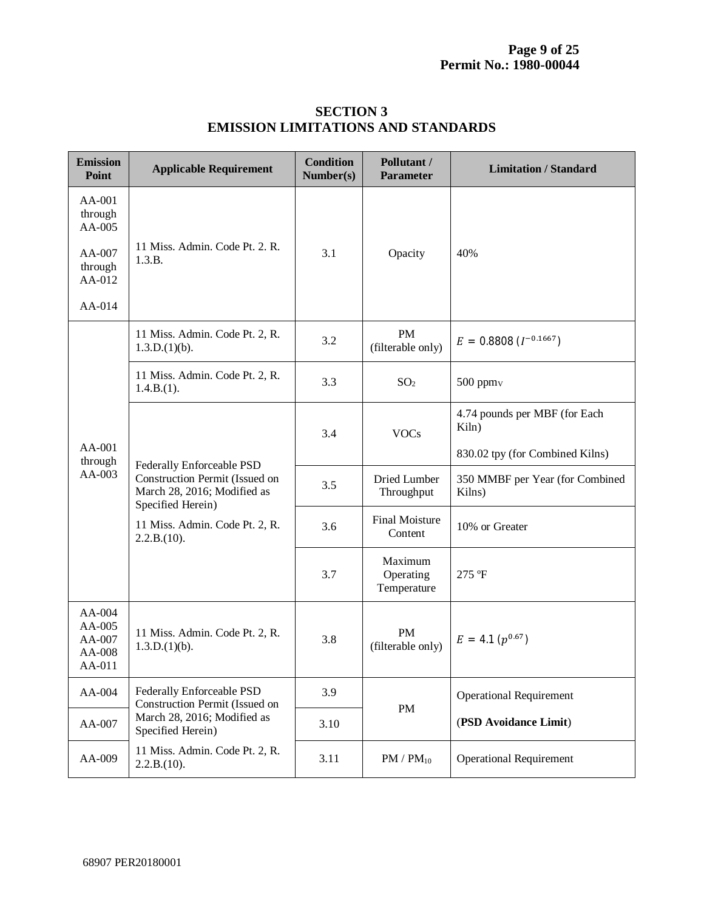# SECTION 3
## EMISSION LIMITATIONS AND STANDARDS

| Emission Point | Applicable Requirement | Condition Number(s) | Pollutant / Parameter | Limitation / Standard |
|---|---|---|---|---|
| AA-001 through AA-005<br>AA-007 through AA-012<br>AA-014 | 11 Miss. Admin. Code Pt. 2. R. 1.3.B. | 3.1 | Opacity | 40% |
| AA-001 through AA-003 | 11 Miss. Admin. Code Pt. 2, R. 1.3.D.(1)(b). | 3.2 | PM (filterable only) | $E = 0.8808\,(I^{-0.1667})$ |
| | 11 Miss. Admin. Code Pt. 2, R. 1.4.B.(1). | 3.3 | $SO_2$ | 500 $ppm_V$ |
| | Federally Enforceable PSD Construction Permit (Issued on March 28, 2016; Modified as Specified Herein)<br>11 Miss. Admin. Code Pt. 2, R. 2.2.B.(10). | 3.4 | VOCs | 4.74 pounds per MBF (for Each Kiln)<br>830.02 tpy (for Combined Kilns) |
| | | 3.5 | Dried Lumber Throughput | 350 MMBF per Year (for Combined Kilns) |
| | | 3.6 | Final Moisture Content | 10% or Greater |
| | | 3.7 | Maximum Operating Temperature | 275 ºF |
| AA-004<br>AA-005<br>AA-007<br>AA-008<br>AA-011 | 11 Miss. Admin. Code Pt. 2, R. 1.3.D.(1)(b). | 3.8 | PM (filterable only) | $E = 4.1\,(p^{0.67})$ |
| AA-004 | Federally Enforceable PSD Construction Permit (Issued on March 28, 2016; Modified as Specified Herein)<br>11 Miss. Admin. Code Pt. 2, R. 2.2.B.(10). | 3.9 | PM | Operational Requirement<br>(**PSD Avoidance Limit**) |
| AA-007 | | 3.10 | | |
| AA-009 | | 3.11 | PM / $PM_{10}$ | Operational Requirement |

68907 PER20180001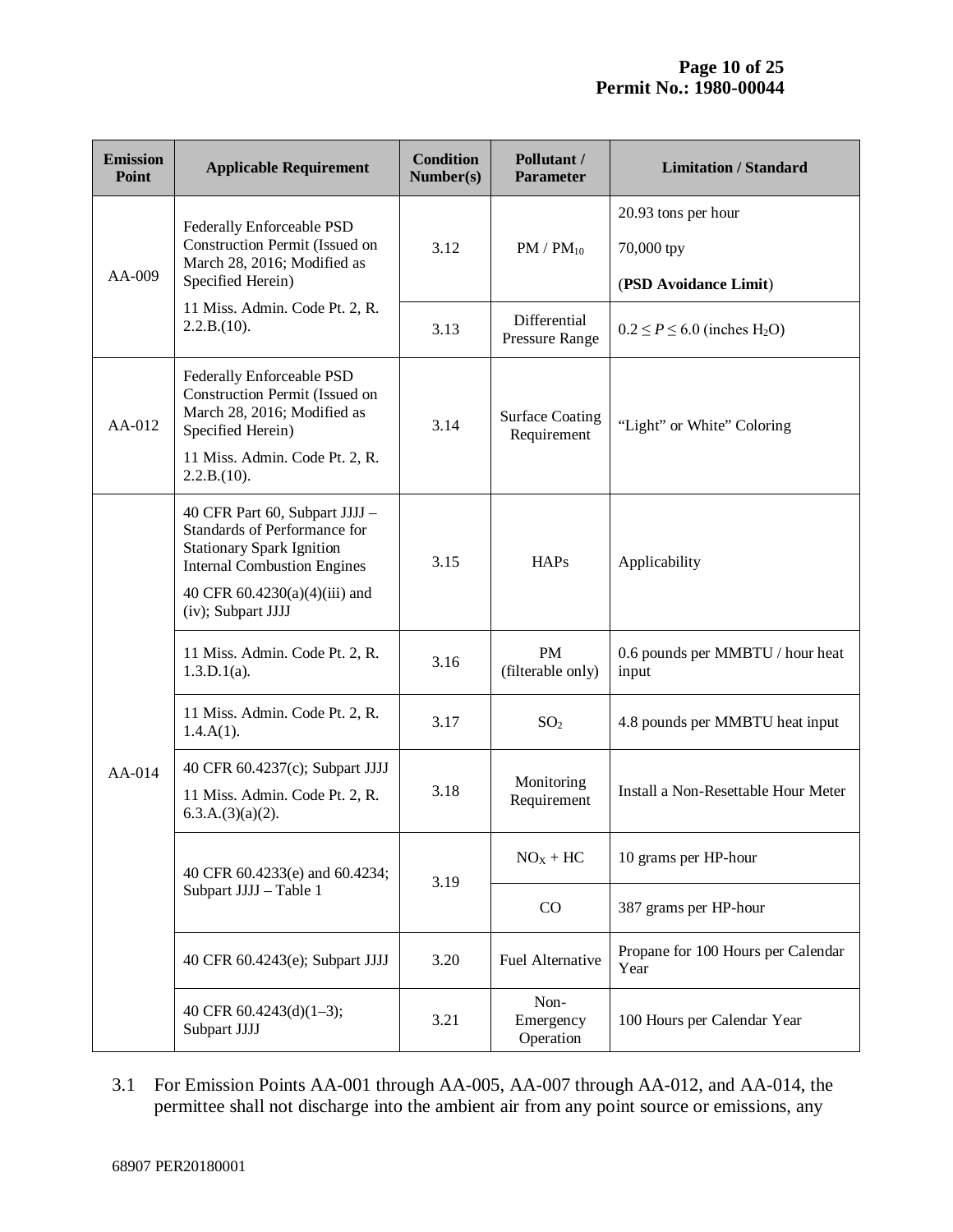| Emission Point | Applicable Requirement | Condition Number(s) | Pollutant / Parameter | Limitation / Standard |
|---|---|---|---|---|
| AA-009 | Federally Enforceable PSD Construction Permit (Issued on March 28, 2016; Modified as Specified Herein)<br>11 Miss. Admin. Code Pt. 2, R. 2.2.B.(10). | 3.12 | PM / $PM_{10}$ | 20.93 tons per hour<br>70,000 tpy<br>(**PSD Avoidance Limit**) |
| | | 3.13 | Differential Pressure Range | $0.2 \le P \le 6.0$ (inches $H_2O$) |
| AA-012 | Federally Enforceable PSD Construction Permit (Issued on March 28, 2016; Modified as Specified Herein)<br>11 Miss. Admin. Code Pt. 2, R. 2.2.B.(10). | 3.14 | Surface Coating Requirement | "Light" or White" Coloring |
| AA-014 | 40 CFR Part 60, Subpart JJJJ – Standards of Performance for Stationary Spark Ignition Internal Combustion Engines<br>40 CFR 60.4230(a)(4)(iii) and (iv); Subpart JJJJ | 3.15 | HAPs | Applicability |
| | 11 Miss. Admin. Code Pt. 2, R. 1.3.D.1(a). | 3.16 | PM (filterable only) | 0.6 pounds per MMBTU / hour heat input |
| | 11 Miss. Admin. Code Pt. 2, R. 1.4.A(1). | 3.17 | $SO_2$ | 4.8 pounds per MMBTU heat input |
| | 40 CFR 60.4237(c); Subpart JJJJ<br>11 Miss. Admin. Code Pt. 2, R. 6.3.A.(3)(a)(2). | 3.18 | Monitoring Requirement | Install a Non-Resettable Hour Meter |
| | 40 CFR 60.4233(e) and 60.4234; Subpart JJJJ – Table 1 | 3.19 | $NO_X$ + HC | 10 grams per HP-hour |
| | | | CO | 387 grams per HP-hour |
| | 40 CFR 60.4243(e); Subpart JJJJ | 3.20 | Fuel Alternative | Propane for 100 Hours per Calendar Year |
| | 40 CFR 60.4243(d)(1–3); Subpart JJJJ | 3.21 | Non-Emergency Operation | 100 Hours per Calendar Year |

3.1 For Emission Points AA-001 through AA-005, AA-007 through AA-012, and AA-014, the permittee shall not discharge into the ambient air from any point source or emissions, any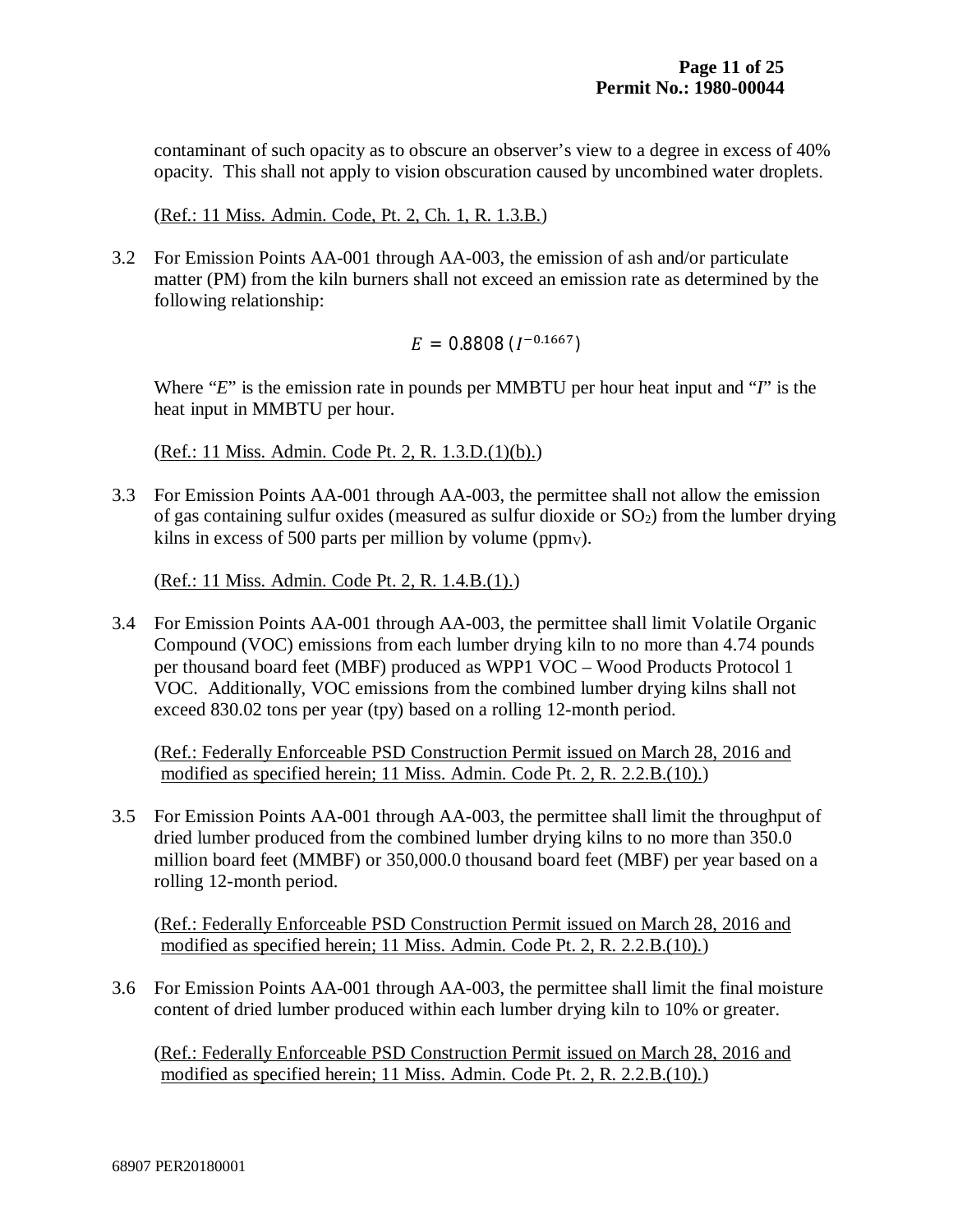contaminant of such opacity as to obscure an observer's view to a degree in excess of 40% opacity. This shall not apply to vision obscuration caused by uncombined water droplets.

(Ref.: 11 Miss. Admin. Code, Pt. 2, Ch. 1, R. 1.3.B.)

3.2 For Emission Points AA-001 through AA-003, the emission of ash and/or particulate matter (PM) from the kiln burners shall not exceed an emission rate as determined by the following relationship:

$$E = 0.8808\,(I^{-0.1667})$$

Where "*E*" is the emission rate in pounds per MMBTU per hour heat input and "*I*" is the heat input in MMBTU per hour.

(Ref.: 11 Miss. Admin. Code Pt. 2, R. 1.3.D.(1)(b).)

3.3 For Emission Points AA-001 through AA-003, the permittee shall not allow the emission of gas containing sulfur oxides (measured as sulfur dioxide or $SO_2$) from the lumber drying kilns in excess of 500 parts per million by volume ($ppm_V$).

(Ref.: 11 Miss. Admin. Code Pt. 2, R. 1.4.B.(1).)

3.4 For Emission Points AA-001 through AA-003, the permittee shall limit Volatile Organic Compound (VOC) emissions from each lumber drying kiln to no more than 4.74 pounds per thousand board feet (MBF) produced as WPP1 VOC – Wood Products Protocol 1 VOC. Additionally, VOC emissions from the combined lumber drying kilns shall not exceed 830.02 tons per year (tpy) based on a rolling 12-month period.

(Ref.: Federally Enforceable PSD Construction Permit issued on March 28, 2016 and modified as specified herein; 11 Miss. Admin. Code Pt. 2, R. 2.2.B.(10).)

3.5 For Emission Points AA-001 through AA-003, the permittee shall limit the throughput of dried lumber produced from the combined lumber drying kilns to no more than 350.0 million board feet (MMBF) or 350,000.0 thousand board feet (MBF) per year based on a rolling 12-month period.

(Ref.: Federally Enforceable PSD Construction Permit issued on March 28, 2016 and modified as specified herein; 11 Miss. Admin. Code Pt. 2, R. 2.2.B.(10).)

3.6 For Emission Points AA-001 through AA-003, the permittee shall limit the final moisture content of dried lumber produced within each lumber drying kiln to 10% or greater.

(Ref.: Federally Enforceable PSD Construction Permit issued on March 28, 2016 and modified as specified herein; 11 Miss. Admin. Code Pt. 2, R. 2.2.B.(10).)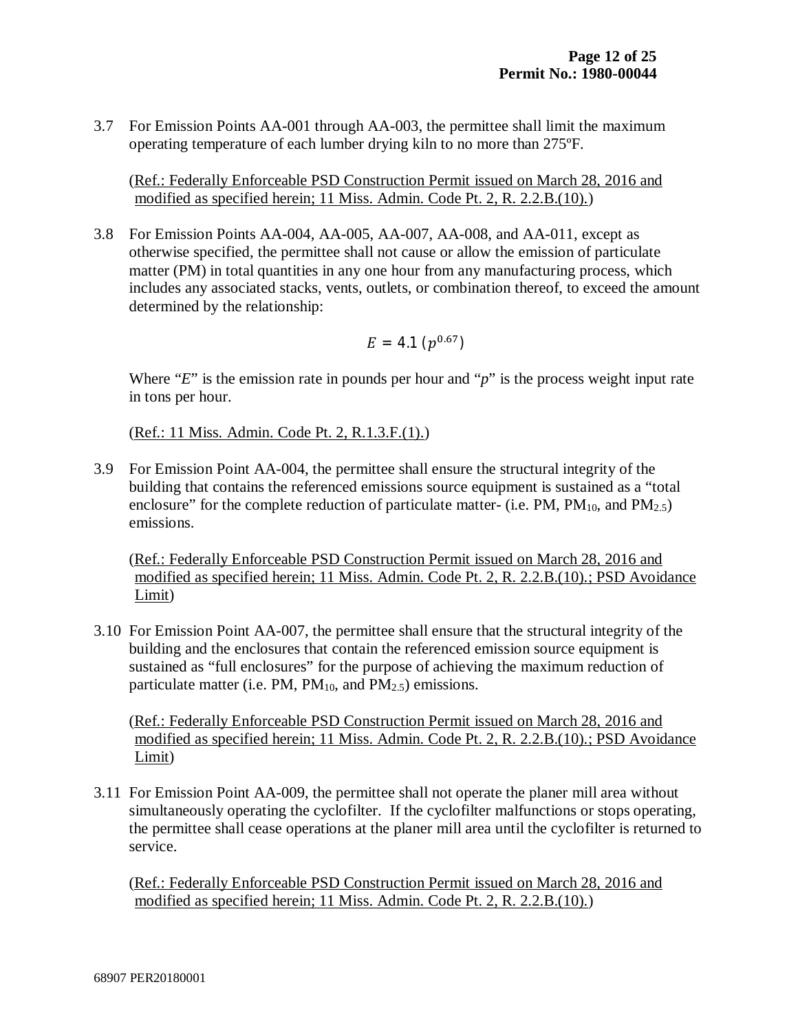3.7 For Emission Points AA-001 through AA-003, the permittee shall limit the maximum operating temperature of each lumber drying kiln to no more than 275ºF.

(Ref.: Federally Enforceable PSD Construction Permit issued on March 28, 2016 and modified as specified herein; 11 Miss. Admin. Code Pt. 2, R. 2.2.B.(10).)

3.8 For Emission Points AA-004, AA-005, AA-007, AA-008, and AA-011, except as otherwise specified, the permittee shall not cause or allow the emission of particulate matter (PM) in total quantities in any one hour from any manufacturing process, which includes any associated stacks, vents, outlets, or combination thereof, to exceed the amount determined by the relationship:

$$E = 4.1\,(p^{0.67})$$

Where "*E*" is the emission rate in pounds per hour and "*p*" is the process weight input rate in tons per hour.

(Ref.: 11 Miss. Admin. Code Pt. 2, R.1.3.F.(1).)

3.9 For Emission Point AA-004, the permittee shall ensure the structural integrity of the building that contains the referenced emissions source equipment is sustained as a "total enclosure" for the complete reduction of particulate matter- (i.e. PM, $PM_{10}$, and $PM_{2.5}$) emissions.

(Ref.: Federally Enforceable PSD Construction Permit issued on March 28, 2016 and modified as specified herein; 11 Miss. Admin. Code Pt. 2, R. 2.2.B.(10).; PSD Avoidance Limit)

3.10 For Emission Point AA-007, the permittee shall ensure that the structural integrity of the building and the enclosures that contain the referenced emission source equipment is sustained as "full enclosures" for the purpose of achieving the maximum reduction of particulate matter (i.e. PM, $PM_{10}$, and $PM_{2.5}$) emissions.

(Ref.: Federally Enforceable PSD Construction Permit issued on March 28, 2016 and modified as specified herein; 11 Miss. Admin. Code Pt. 2, R. 2.2.B.(10).; PSD Avoidance Limit)

3.11 For Emission Point AA-009, the permittee shall not operate the planer mill area without simultaneously operating the cyclofilter. If the cyclofilter malfunctions or stops operating, the permittee shall cease operations at the planer mill area until the cyclofilter is returned to service.

(Ref.: Federally Enforceable PSD Construction Permit issued on March 28, 2016 and modified as specified herein; 11 Miss. Admin. Code Pt. 2, R. 2.2.B.(10).)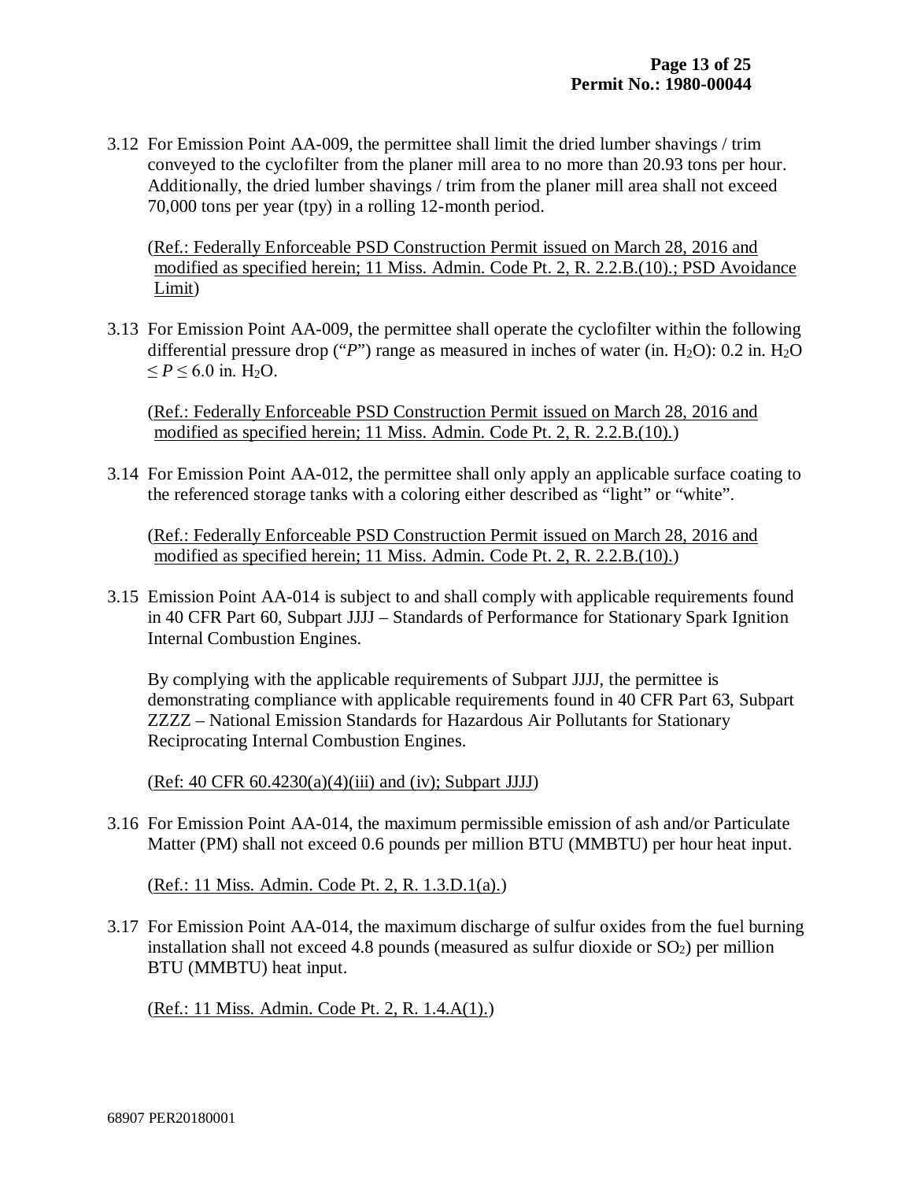3.12 For Emission Point AA-009, the permittee shall limit the dried lumber shavings / trim conveyed to the cyclofilter from the planer mill area to no more than 20.93 tons per hour. Additionally, the dried lumber shavings / trim from the planer mill area shall not exceed 70,000 tons per year (tpy) in a rolling 12-month period.

(Ref.: Federally Enforceable PSD Construction Permit issued on March 28, 2016 and modified as specified herein; 11 Miss. Admin. Code Pt. 2, R. 2.2.B.(10).; PSD Avoidance Limit)

3.13 For Emission Point AA-009, the permittee shall operate the cyclofilter within the following differential pressure drop ("*P*") range as measured in inches of water (in. $H_2O$): 0.2 in. $H_2O \leq P \leq 6.0$ in. $H_2O$.

(Ref.: Federally Enforceable PSD Construction Permit issued on March 28, 2016 and modified as specified herein; 11 Miss. Admin. Code Pt. 2, R. 2.2.B.(10).)

3.14 For Emission Point AA-012, the permittee shall only apply an applicable surface coating to the referenced storage tanks with a coloring either described as "light" or "white".

(Ref.: Federally Enforceable PSD Construction Permit issued on March 28, 2016 and modified as specified herein; 11 Miss. Admin. Code Pt. 2, R. 2.2.B.(10).)

3.15 Emission Point AA-014 is subject to and shall comply with applicable requirements found in 40 CFR Part 60, Subpart JJJJ – Standards of Performance for Stationary Spark Ignition Internal Combustion Engines.

By complying with the applicable requirements of Subpart JJJJ, the permittee is demonstrating compliance with applicable requirements found in 40 CFR Part 63, Subpart ZZZZ – National Emission Standards for Hazardous Air Pollutants for Stationary Reciprocating Internal Combustion Engines.

(Ref: 40 CFR 60.4230(a)(4)(iii) and (iv); Subpart JJJJ)

3.16 For Emission Point AA-014, the maximum permissible emission of ash and/or Particulate Matter (PM) shall not exceed 0.6 pounds per million BTU (MMBTU) per hour heat input.

(Ref.: 11 Miss. Admin. Code Pt. 2, R. 1.3.D.1(a).)

3.17 For Emission Point AA-014, the maximum discharge of sulfur oxides from the fuel burning installation shall not exceed 4.8 pounds (measured as sulfur dioxide or $SO_2$) per million BTU (MMBTU) heat input.

(Ref.: 11 Miss. Admin. Code Pt. 2, R. 1.4.A(1).)

68907 PER20180001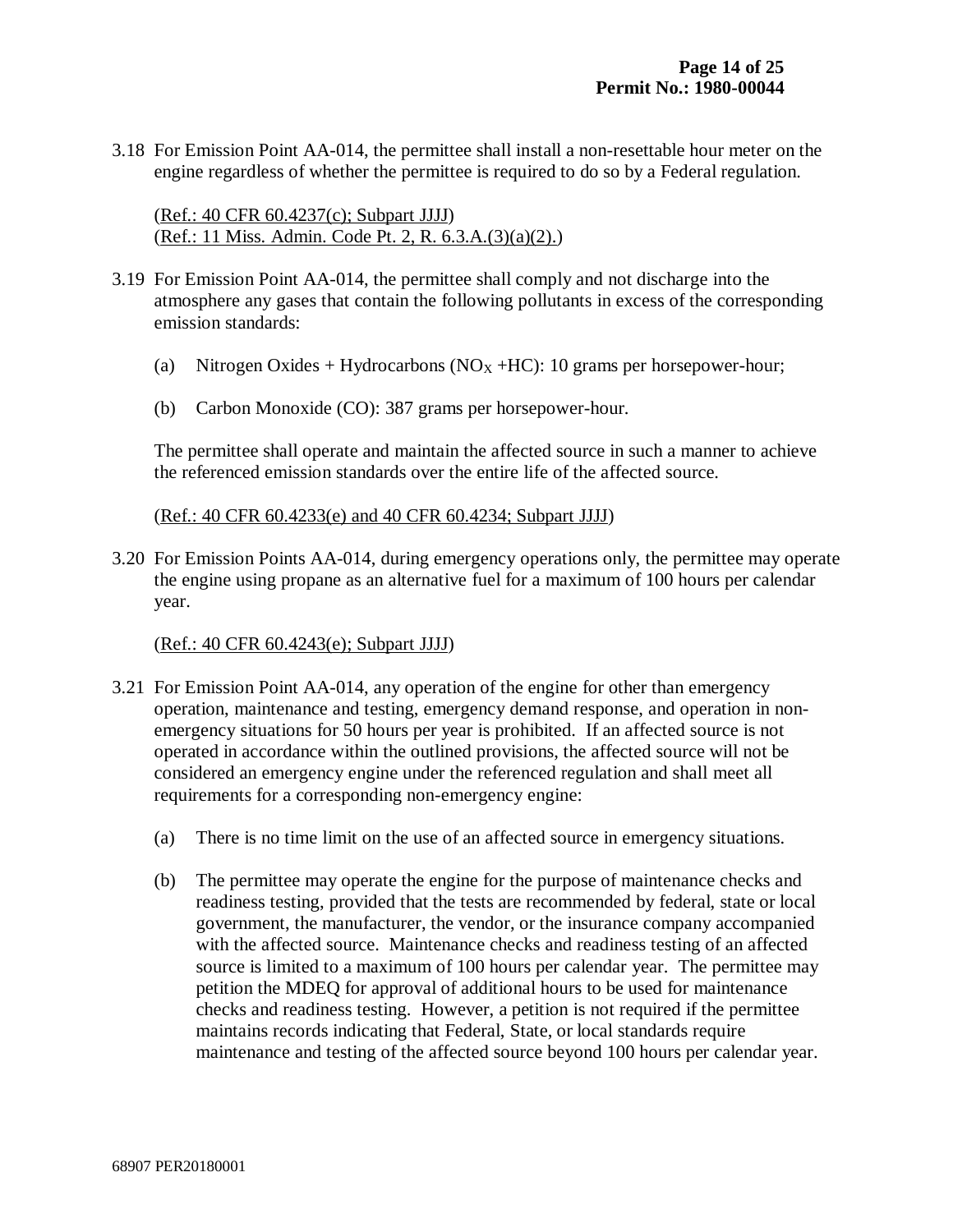3.18 For Emission Point AA-014, the permittee shall install a non-resettable hour meter on the engine regardless of whether the permittee is required to do so by a Federal regulation.

(Ref.: 40 CFR 60.4237(c); Subpart JJJJ)
(Ref.: 11 Miss. Admin. Code Pt. 2, R. 6.3.A.(3)(a)(2).)

3.19 For Emission Point AA-014, the permittee shall comply and not discharge into the atmosphere any gases that contain the following pollutants in excess of the corresponding emission standards:

(a) Nitrogen Oxides + Hydrocarbons ($NO_X$ +HC): 10 grams per horsepower-hour;

(b) Carbon Monoxide (CO): 387 grams per horsepower-hour.

The permittee shall operate and maintain the affected source in such a manner to achieve the referenced emission standards over the entire life of the affected source.

(Ref.: 40 CFR 60.4233(e) and 40 CFR 60.4234; Subpart JJJJ)

3.20 For Emission Points AA-014, during emergency operations only, the permittee may operate the engine using propane as an alternative fuel for a maximum of 100 hours per calendar year.

(Ref.: 40 CFR 60.4243(e); Subpart JJJJ)

3.21 For Emission Point AA-014, any operation of the engine for other than emergency operation, maintenance and testing, emergency demand response, and operation in non-emergency situations for 50 hours per year is prohibited. If an affected source is not operated in accordance within the outlined provisions, the affected source will not be considered an emergency engine under the referenced regulation and shall meet all requirements for a corresponding non-emergency engine:

(a) There is no time limit on the use of an affected source in emergency situations.

(b) The permittee may operate the engine for the purpose of maintenance checks and readiness testing, provided that the tests are recommended by federal, state or local government, the manufacturer, the vendor, or the insurance company accompanied with the affected source. Maintenance checks and readiness testing of an affected source is limited to a maximum of 100 hours per calendar year. The permittee may petition the MDEQ for approval of additional hours to be used for maintenance checks and readiness testing. However, a petition is not required if the permittee maintains records indicating that Federal, State, or local standards require maintenance and testing of the affected source beyond 100 hours per calendar year.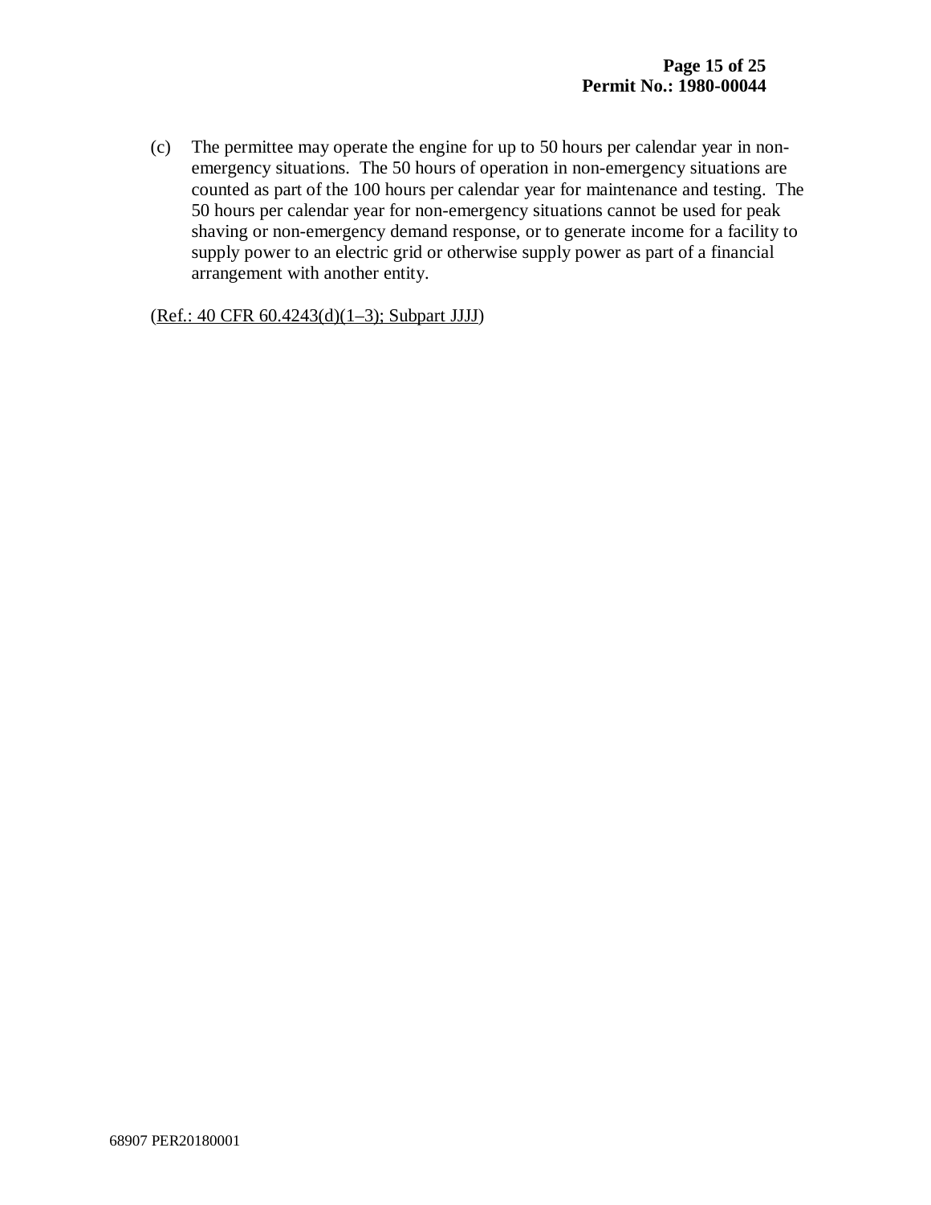(c) The permittee may operate the engine for up to 50 hours per calendar year in non-emergency situations. The 50 hours of operation in non-emergency situations are counted as part of the 100 hours per calendar year for maintenance and testing. The 50 hours per calendar year for non-emergency situations cannot be used for peak shaving or non-emergency demand response, or to generate income for a facility to supply power to an electric grid or otherwise supply power as part of a financial arrangement with another entity.

(Ref.: 40 CFR 60.4243(d)(1–3); Subpart JJJJ)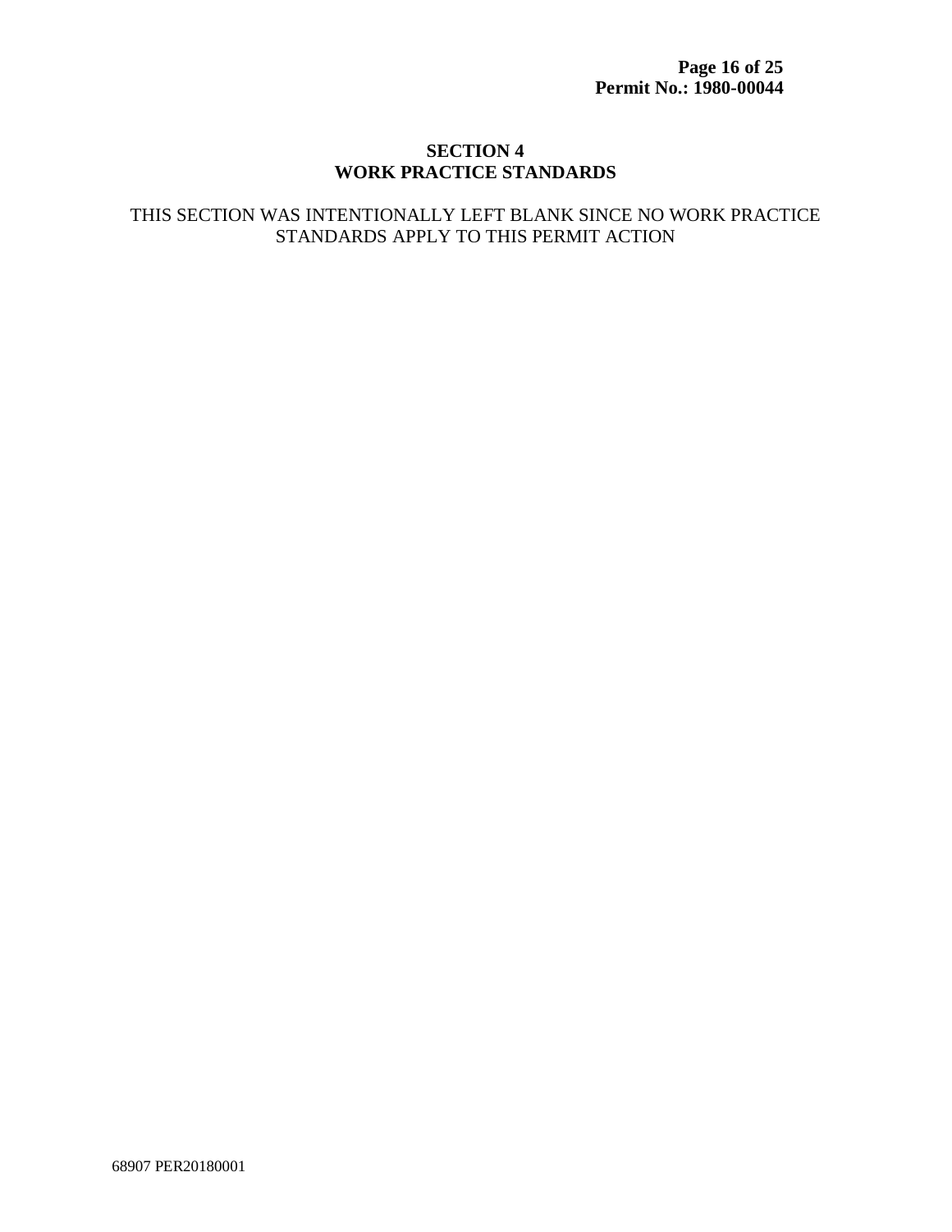## SECTION 4
## WORK PRACTICE STANDARDS

THIS SECTION WAS INTENTIONALLY LEFT BLANK SINCE NO WORK PRACTICE STANDARDS APPLY TO THIS PERMIT ACTION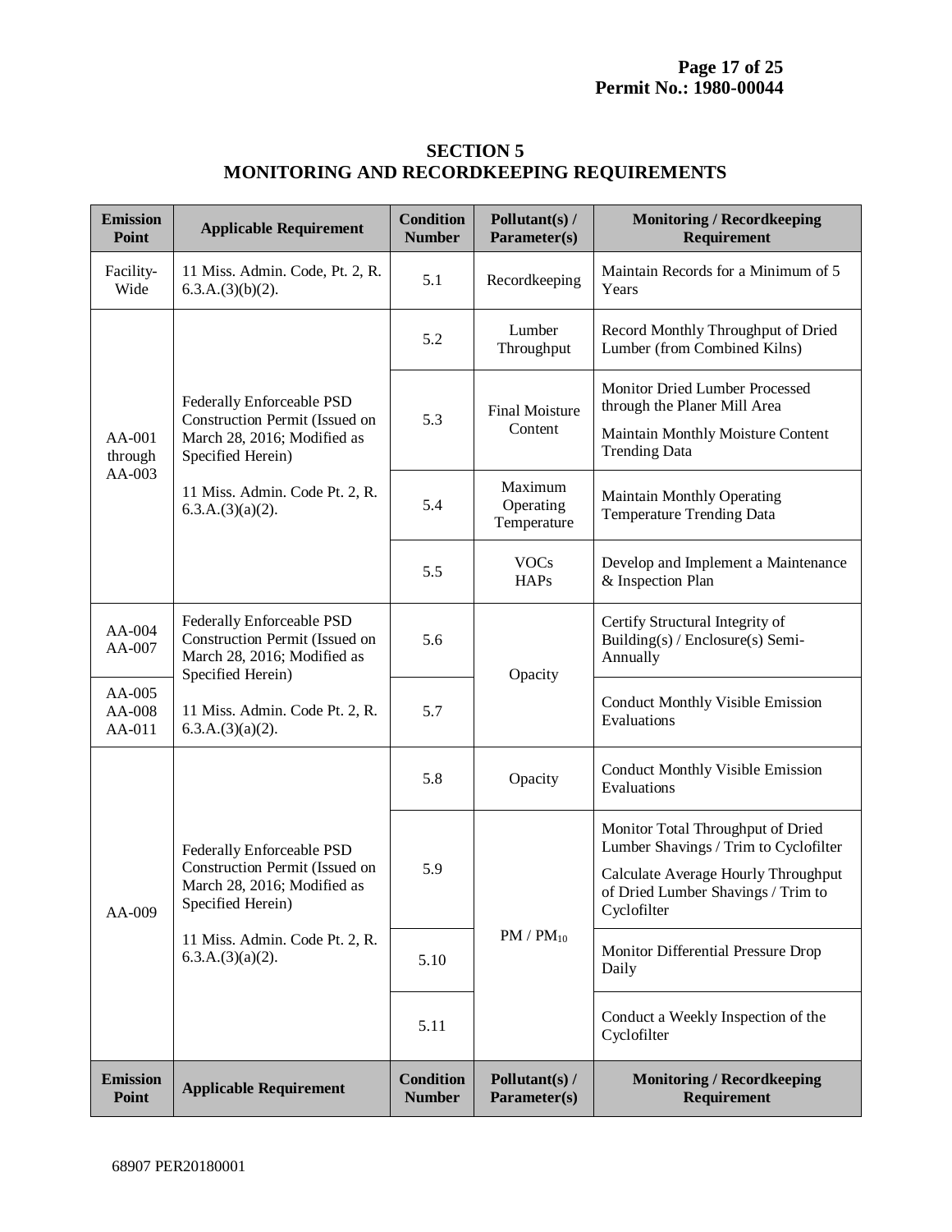## SECTION 5
## MONITORING AND RECORDKEEPING REQUIREMENTS

| Emission Point | Applicable Requirement | Condition Number | Pollutant(s) / Parameter(s) | Monitoring / Recordkeeping Requirement |
|---|---|---|---|---|
| Facility-Wide | 11 Miss. Admin. Code, Pt. 2, R. 6.3.A.(3)(b)(2). | 5.1 | Recordkeeping | Maintain Records for a Minimum of 5 Years |
| AA-001 through AA-003 | Federally Enforceable PSD Construction Permit (Issued on March 28, 2016; Modified as Specified Herein)<br><br>11 Miss. Admin. Code Pt. 2, R. 6.3.A.(3)(a)(2). | 5.2 | Lumber Throughput | Record Monthly Throughput of Dried Lumber (from Combined Kilns) |
| | | 5.3 | Final Moisture Content | Monitor Dried Lumber Processed through the Planer Mill Area<br><br>Maintain Monthly Moisture Content Trending Data |
| | | 5.4 | Maximum Operating Temperature | Maintain Monthly Operating Temperature Trending Data |
| | | 5.5 | VOCs<br>HAPs | Develop and Implement a Maintenance & Inspection Plan |
| AA-004<br>AA-007 | Federally Enforceable PSD Construction Permit (Issued on March 28, 2016; Modified as Specified Herein)<br><br>11 Miss. Admin. Code Pt. 2, R. 6.3.A.(3)(a)(2). | 5.6 | Opacity | Certify Structural Integrity of Building(s) / Enclosure(s) Semi-Annually |
| AA-005<br>AA-008<br>AA-011 | | 5.7 | | Conduct Monthly Visible Emission Evaluations |
| AA-009 | Federally Enforceable PSD Construction Permit (Issued on March 28, 2016; Modified as Specified Herein)<br><br>11 Miss. Admin. Code Pt. 2, R. 6.3.A.(3)(a)(2). | 5.8 | Opacity | Conduct Monthly Visible Emission Evaluations |
| | | 5.9 | PM / $PM_{10}$ | Monitor Total Throughput of Dried Lumber Shavings / Trim to Cyclofilter<br><br>Calculate Average Hourly Throughput of Dried Lumber Shavings / Trim to Cyclofilter |
| | | 5.10 | | Monitor Differential Pressure Drop Daily |
| | | 5.11 | | Conduct a Weekly Inspection of the Cyclofilter |
| **Emission Point** | **Applicable Requirement** | **Condition Number** | **Pollutant(s) / Parameter(s)** | **Monitoring / Recordkeeping Requirement** |

68907 PER20180001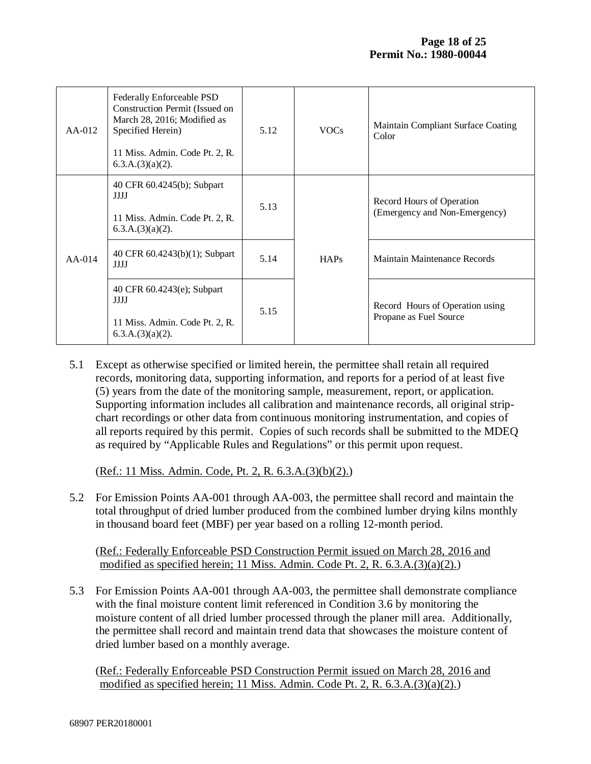| | | | | |
|---|---|---|---|---|
| AA-012 | Federally Enforceable PSD Construction Permit (Issued on March 28, 2016; Modified as Specified Herein)<br><br>11 Miss. Admin. Code Pt. 2, R. 6.3.A.(3)(a)(2). | 5.12 | VOCs | Maintain Compliant Surface Coating Color |
| AA-014 | 40 CFR 60.4245(b); Subpart JJJJ<br><br>11 Miss. Admin. Code Pt. 2, R. 6.3.A.(3)(a)(2). | 5.13 | HAPs | Record Hours of Operation (Emergency and Non-Emergency) |
| | 40 CFR 60.4243(b)(1); Subpart JJJJ | 5.14 | | Maintain Maintenance Records |
| | 40 CFR 60.4243(e); Subpart JJJJ<br><br>11 Miss. Admin. Code Pt. 2, R. 6.3.A.(3)(a)(2). | 5.15 | | Record Hours of Operation using Propane as Fuel Source |

5.1 Except as otherwise specified or limited herein, the permittee shall retain all required records, monitoring data, supporting information, and reports for a period of at least five (5) years from the date of the monitoring sample, measurement, report, or application. Supporting information includes all calibration and maintenance records, all original strip-chart recordings or other data from continuous monitoring instrumentation, and copies of all reports required by this permit. Copies of such records shall be submitted to the MDEQ as required by "Applicable Rules and Regulations" or this permit upon request.

(Ref.: 11 Miss. Admin. Code, Pt. 2, R. 6.3.A.(3)(b)(2).)

5.2 For Emission Points AA-001 through AA-003, the permittee shall record and maintain the total throughput of dried lumber produced from the combined lumber drying kilns monthly in thousand board feet (MBF) per year based on a rolling 12-month period.

(Ref.: Federally Enforceable PSD Construction Permit issued on March 28, 2016 and modified as specified herein; 11 Miss. Admin. Code Pt. 2, R. 6.3.A.(3)(a)(2).)

5.3 For Emission Points AA-001 through AA-003, the permittee shall demonstrate compliance with the final moisture content limit referenced in Condition 3.6 by monitoring the moisture content of all dried lumber processed through the planer mill area. Additionally, the permittee shall record and maintain trend data that showcases the moisture content of dried lumber based on a monthly average.

(Ref.: Federally Enforceable PSD Construction Permit issued on March 28, 2016 and modified as specified herein; 11 Miss. Admin. Code Pt. 2, R. 6.3.A.(3)(a)(2).)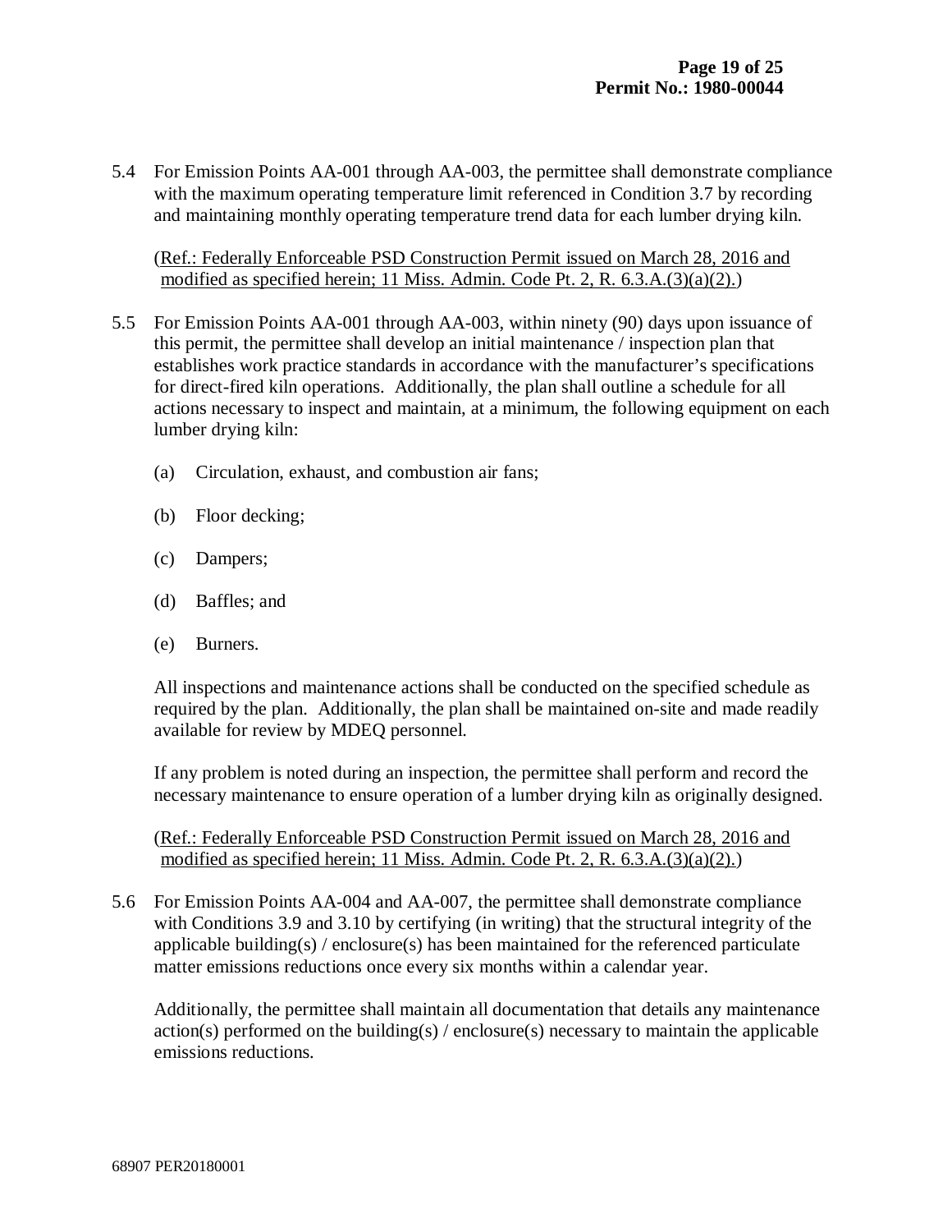5.4 For Emission Points AA-001 through AA-003, the permittee shall demonstrate compliance with the maximum operating temperature limit referenced in Condition 3.7 by recording and maintaining monthly operating temperature trend data for each lumber drying kiln.

(Ref.: Federally Enforceable PSD Construction Permit issued on March 28, 2016 and modified as specified herein; 11 Miss. Admin. Code Pt. 2, R. 6.3.A.(3)(a)(2).)

5.5 For Emission Points AA-001 through AA-003, within ninety (90) days upon issuance of this permit, the permittee shall develop an initial maintenance / inspection plan that establishes work practice standards in accordance with the manufacturer's specifications for direct-fired kiln operations. Additionally, the plan shall outline a schedule for all actions necessary to inspect and maintain, at a minimum, the following equipment on each lumber drying kiln:

(a) Circulation, exhaust, and combustion air fans;

(b) Floor decking;

(c) Dampers;

(d) Baffles; and

(e) Burners.

All inspections and maintenance actions shall be conducted on the specified schedule as required by the plan. Additionally, the plan shall be maintained on-site and made readily available for review by MDEQ personnel.

If any problem is noted during an inspection, the permittee shall perform and record the necessary maintenance to ensure operation of a lumber drying kiln as originally designed.

(Ref.: Federally Enforceable PSD Construction Permit issued on March 28, 2016 and modified as specified herein; 11 Miss. Admin. Code Pt. 2, R. 6.3.A.(3)(a)(2).)

5.6 For Emission Points AA-004 and AA-007, the permittee shall demonstrate compliance with Conditions 3.9 and 3.10 by certifying (in writing) that the structural integrity of the applicable building(s) / enclosure(s) has been maintained for the referenced particulate matter emissions reductions once every six months within a calendar year.

Additionally, the permittee shall maintain all documentation that details any maintenance action(s) performed on the building(s) / enclosure(s) necessary to maintain the applicable emissions reductions.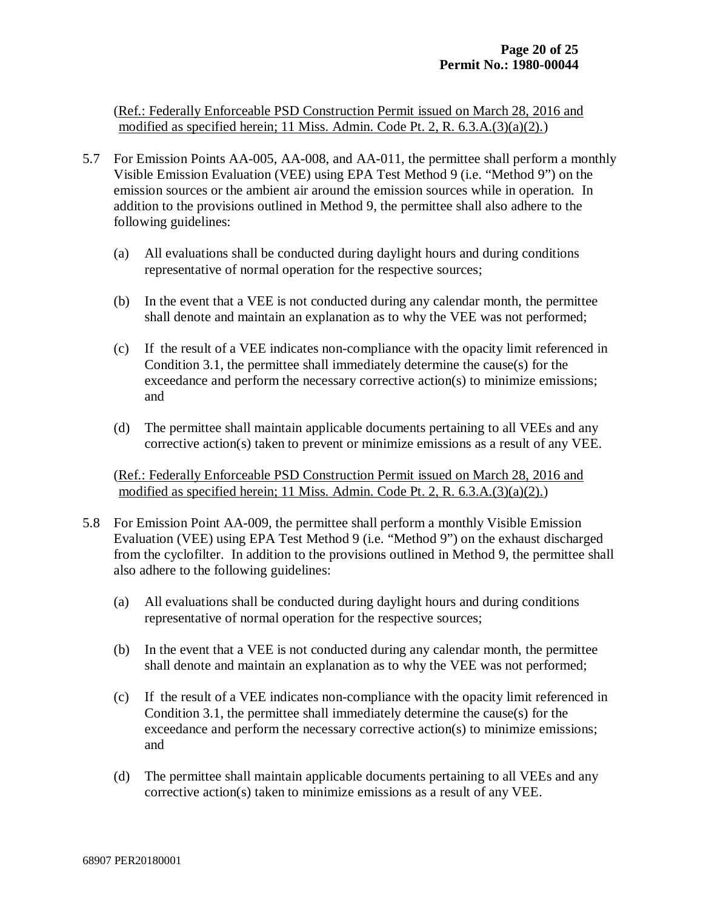(Ref.: Federally Enforceable PSD Construction Permit issued on March 28, 2016 and modified as specified herein; 11 Miss. Admin. Code Pt. 2, R. 6.3.A.(3)(a)(2).)

5.7 For Emission Points AA-005, AA-008, and AA-011, the permittee shall perform a monthly Visible Emission Evaluation (VEE) using EPA Test Method 9 (i.e. "Method 9") on the emission sources or the ambient air around the emission sources while in operation. In addition to the provisions outlined in Method 9, the permittee shall also adhere to the following guidelines:

   (a) All evaluations shall be conducted during daylight hours and during conditions representative of normal operation for the respective sources;

   (b) In the event that a VEE is not conducted during any calendar month, the permittee shall denote and maintain an explanation as to why the VEE was not performed;

   (c) If the result of a VEE indicates non-compliance with the opacity limit referenced in Condition 3.1, the permittee shall immediately determine the cause(s) for the exceedance and perform the necessary corrective action(s) to minimize emissions; and

   (d) The permittee shall maintain applicable documents pertaining to all VEEs and any corrective action(s) taken to prevent or minimize emissions as a result of any VEE.

(Ref.: Federally Enforceable PSD Construction Permit issued on March 28, 2016 and modified as specified herein; 11 Miss. Admin. Code Pt. 2, R. 6.3.A.(3)(a)(2).)

5.8 For Emission Point AA-009, the permittee shall perform a monthly Visible Emission Evaluation (VEE) using EPA Test Method 9 (i.e. "Method 9") on the exhaust discharged from the cyclofilter. In addition to the provisions outlined in Method 9, the permittee shall also adhere to the following guidelines:

   (a) All evaluations shall be conducted during daylight hours and during conditions representative of normal operation for the respective sources;

   (b) In the event that a VEE is not conducted during any calendar month, the permittee shall denote and maintain an explanation as to why the VEE was not performed;

   (c) If the result of a VEE indicates non-compliance with the opacity limit referenced in Condition 3.1, the permittee shall immediately determine the cause(s) for the exceedance and perform the necessary corrective action(s) to minimize emissions; and

   (d) The permittee shall maintain applicable documents pertaining to all VEEs and any corrective action(s) taken to minimize emissions as a result of any VEE.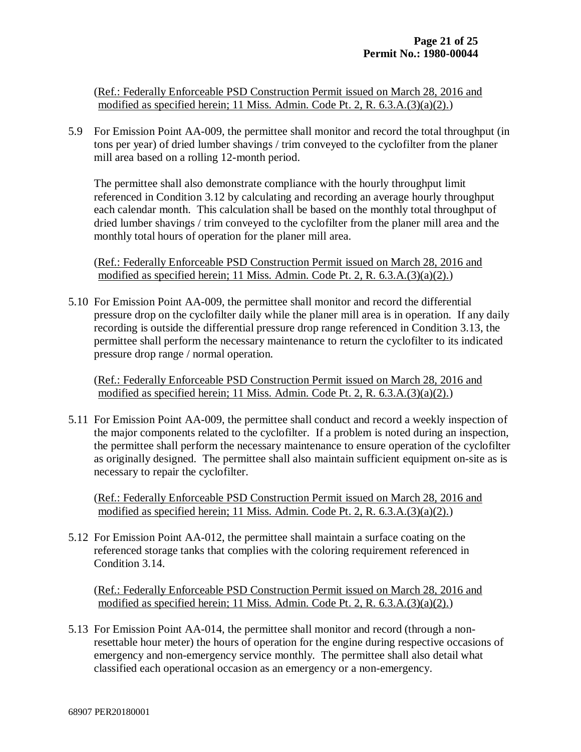(Ref.: Federally Enforceable PSD Construction Permit issued on March 28, 2016 and modified as specified herein; 11 Miss. Admin. Code Pt. 2, R. 6.3.A.(3)(a)(2).)

5.9 For Emission Point AA-009, the permittee shall monitor and record the total throughput (in tons per year) of dried lumber shavings / trim conveyed to the cyclofilter from the planer mill area based on a rolling 12-month period.

The permittee shall also demonstrate compliance with the hourly throughput limit referenced in Condition 3.12 by calculating and recording an average hourly throughput each calendar month. This calculation shall be based on the monthly total throughput of dried lumber shavings / trim conveyed to the cyclofilter from the planer mill area and the monthly total hours of operation for the planer mill area.

(Ref.: Federally Enforceable PSD Construction Permit issued on March 28, 2016 and modified as specified herein; 11 Miss. Admin. Code Pt. 2, R. 6.3.A.(3)(a)(2).)

5.10 For Emission Point AA-009, the permittee shall monitor and record the differential pressure drop on the cyclofilter daily while the planer mill area is in operation. If any daily recording is outside the differential pressure drop range referenced in Condition 3.13, the permittee shall perform the necessary maintenance to return the cyclofilter to its indicated pressure drop range / normal operation.

(Ref.: Federally Enforceable PSD Construction Permit issued on March 28, 2016 and modified as specified herein; 11 Miss. Admin. Code Pt. 2, R. 6.3.A.(3)(a)(2).)

5.11 For Emission Point AA-009, the permittee shall conduct and record a weekly inspection of the major components related to the cyclofilter. If a problem is noted during an inspection, the permittee shall perform the necessary maintenance to ensure operation of the cyclofilter as originally designed. The permittee shall also maintain sufficient equipment on-site as is necessary to repair the cyclofilter.

(Ref.: Federally Enforceable PSD Construction Permit issued on March 28, 2016 and modified as specified herein; 11 Miss. Admin. Code Pt. 2, R. 6.3.A.(3)(a)(2).)

5.12 For Emission Point AA-012, the permittee shall maintain a surface coating on the referenced storage tanks that complies with the coloring requirement referenced in Condition 3.14.

(Ref.: Federally Enforceable PSD Construction Permit issued on March 28, 2016 and modified as specified herein; 11 Miss. Admin. Code Pt. 2, R. 6.3.A.(3)(a)(2).)

5.13 For Emission Point AA-014, the permittee shall monitor and record (through a non-resettable hour meter) the hours of operation for the engine during respective occasions of emergency and non-emergency service monthly. The permittee shall also detail what classified each operational occasion as an emergency or a non-emergency.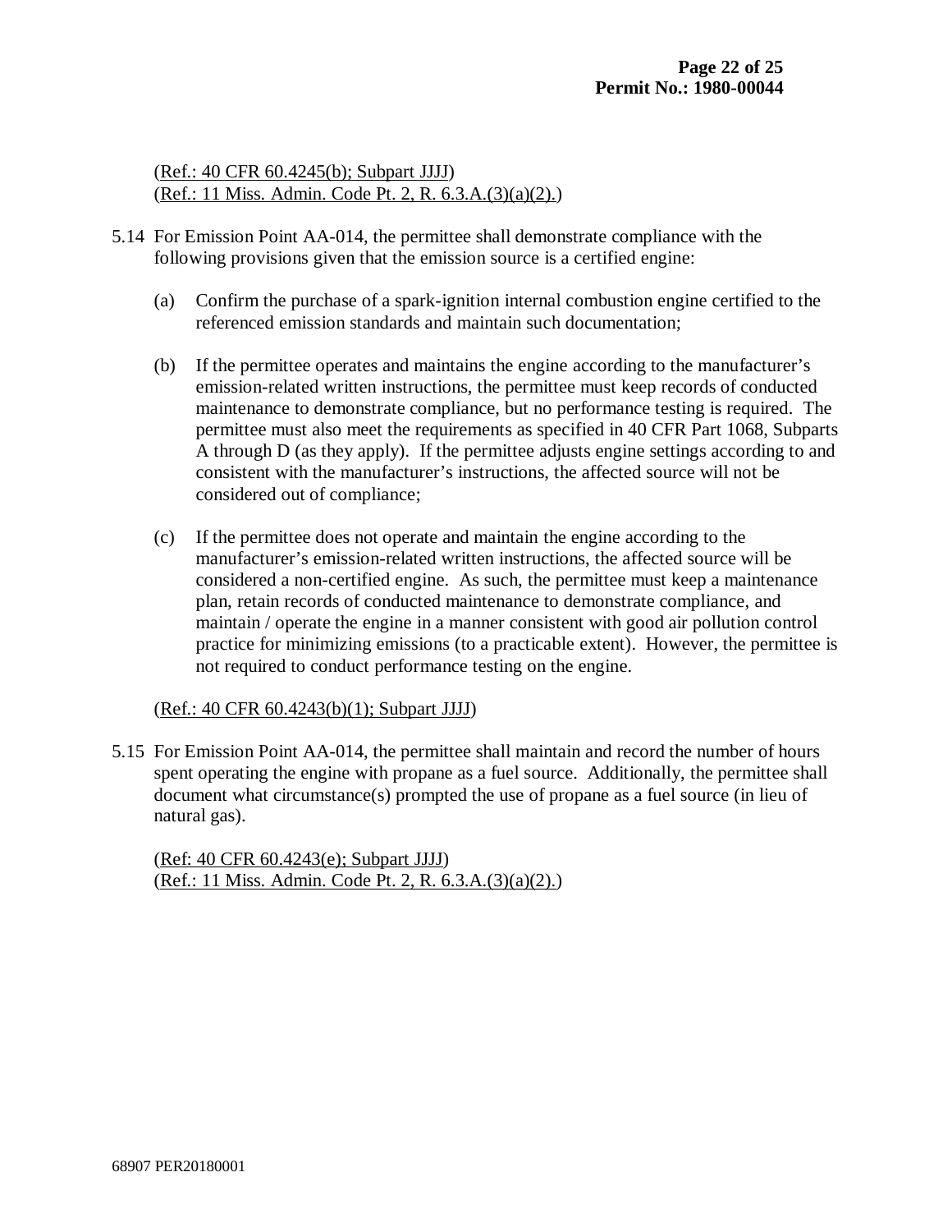(Ref.: 40 CFR 60.4245(b); Subpart JJJJ)
(Ref.: 11 Miss. Admin. Code Pt. 2, R. 6.3.A.(3)(a)(2).)

5.14 For Emission Point AA-014, the permittee shall demonstrate compliance with the following provisions given that the emission source is a certified engine:

(a) Confirm the purchase of a spark-ignition internal combustion engine certified to the referenced emission standards and maintain such documentation;

(b) If the permittee operates and maintains the engine according to the manufacturer's emission-related written instructions, the permittee must keep records of conducted maintenance to demonstrate compliance, but no performance testing is required. The permittee must also meet the requirements as specified in 40 CFR Part 1068, Subparts A through D (as they apply). If the permittee adjusts engine settings according to and consistent with the manufacturer's instructions, the affected source will not be considered out of compliance;

(c) If the permittee does not operate and maintain the engine according to the manufacturer's emission-related written instructions, the affected source will be considered a non-certified engine. As such, the permittee must keep a maintenance plan, retain records of conducted maintenance to demonstrate compliance, and maintain / operate the engine in a manner consistent with good air pollution control practice for minimizing emissions (to a practicable extent). However, the permittee is not required to conduct performance testing on the engine.

(Ref.: 40 CFR 60.4243(b)(1); Subpart JJJJ)

5.15 For Emission Point AA-014, the permittee shall maintain and record the number of hours spent operating the engine with propane as a fuel source. Additionally, the permittee shall document what circumstance(s) prompted the use of propane as a fuel source (in lieu of natural gas).

(Ref: 40 CFR 60.4243(e); Subpart JJJJ)
(Ref.: 11 Miss. Admin. Code Pt. 2, R. 6.3.A.(3)(a)(2).)

68907 PER20180001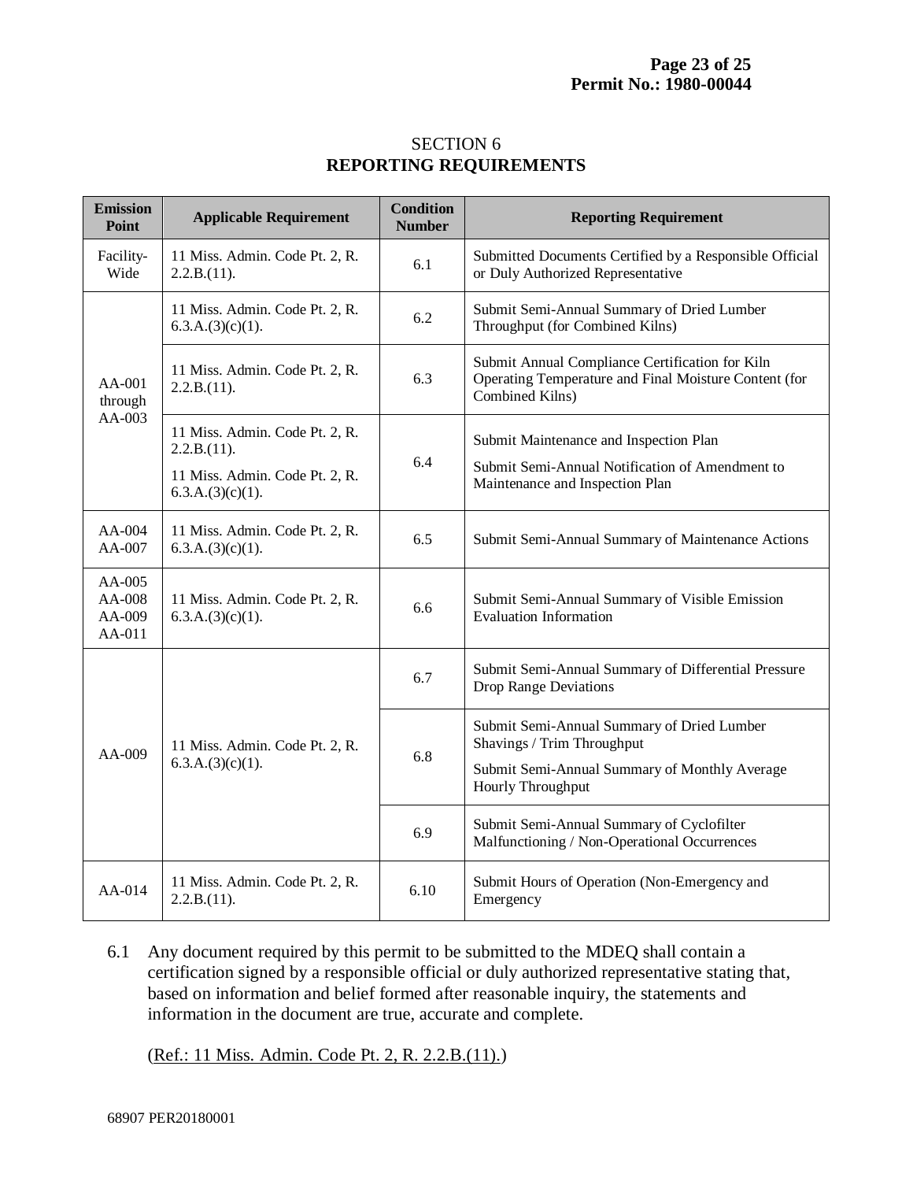## SECTION 6
## REPORTING REQUIREMENTS

| Emission Point | Applicable Requirement | Condition Number | Reporting Requirement |
|---|---|---|---|
| Facility-Wide | 11 Miss. Admin. Code Pt. 2, R. 2.2.B.(11). | 6.1 | Submitted Documents Certified by a Responsible Official or Duly Authorized Representative |
| AA-001 through AA-003 | 11 Miss. Admin. Code Pt. 2, R. 6.3.A.(3)(c)(1). | 6.2 | Submit Semi-Annual Summary of Dried Lumber Throughput (for Combined Kilns) |
| | 11 Miss. Admin. Code Pt. 2, R. 2.2.B.(11). | 6.3 | Submit Annual Compliance Certification for Kiln Operating Temperature and Final Moisture Content (for Combined Kilns) |
| | 11 Miss. Admin. Code Pt. 2, R. 2.2.B.(11).<br>11 Miss. Admin. Code Pt. 2, R. 6.3.A.(3)(c)(1). | 6.4 | Submit Maintenance and Inspection Plan<br>Submit Semi-Annual Notification of Amendment to Maintenance and Inspection Plan |
| AA-004<br>AA-007 | 11 Miss. Admin. Code Pt. 2, R. 6.3.A.(3)(c)(1). | 6.5 | Submit Semi-Annual Summary of Maintenance Actions |
| AA-005<br>AA-008<br>AA-009<br>AA-011 | 11 Miss. Admin. Code Pt. 2, R. 6.3.A.(3)(c)(1). | 6.6 | Submit Semi-Annual Summary of Visible Emission Evaluation Information |
| AA-009 | 11 Miss. Admin. Code Pt. 2, R. 6.3.A.(3)(c)(1). | 6.7 | Submit Semi-Annual Summary of Differential Pressure Drop Range Deviations |
| | | 6.8 | Submit Semi-Annual Summary of Dried Lumber Shavings / Trim Throughput<br>Submit Semi-Annual Summary of Monthly Average Hourly Throughput |
| | | 6.9 | Submit Semi-Annual Summary of Cyclofilter Malfunctioning / Non-Operational Occurrences |
| AA-014 | 11 Miss. Admin. Code Pt. 2, R. 2.2.B.(11). | 6.10 | Submit Hours of Operation (Non-Emergency and Emergency |

6.1 Any document required by this permit to be submitted to the MDEQ shall contain a certification signed by a responsible official or duly authorized representative stating that, based on information and belief formed after reasonable inquiry, the statements and information in the document are true, accurate and complete.

(Ref.: 11 Miss. Admin. Code Pt. 2, R. 2.2.B.(11).)

68907 PER20180001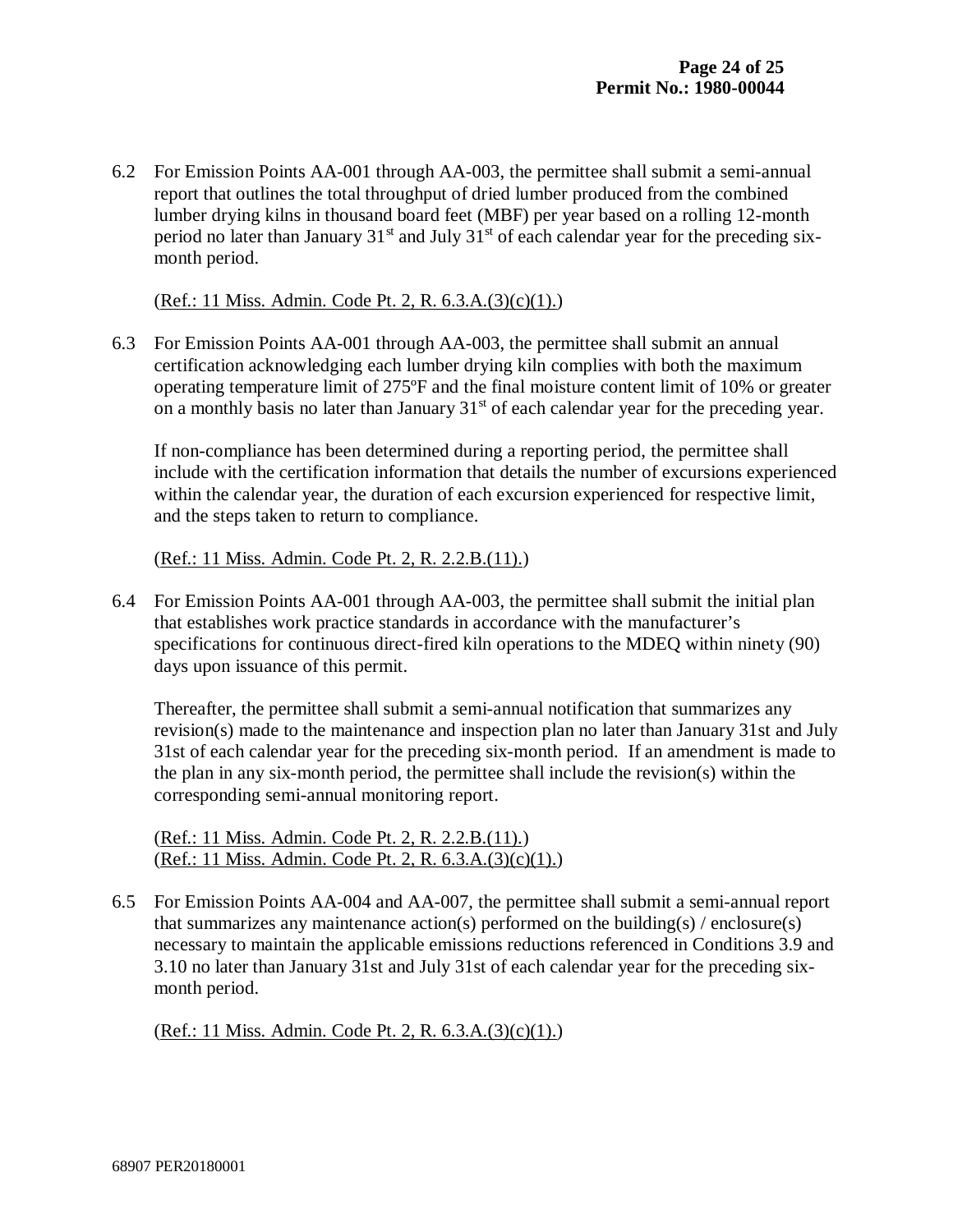6.2 For Emission Points AA-001 through AA-003, the permittee shall submit a semi-annual report that outlines the total throughput of dried lumber produced from the combined lumber drying kilns in thousand board feet (MBF) per year based on a rolling 12-month period no later than January 31st and July 31st of each calendar year for the preceding six-month period.

(Ref.: 11 Miss. Admin. Code Pt. 2, R. 6.3.A.(3)(c)(1).)

6.3 For Emission Points AA-001 through AA-003, the permittee shall submit an annual certification acknowledging each lumber drying kiln complies with both the maximum operating temperature limit of 275ºF and the final moisture content limit of 10% or greater on a monthly basis no later than January 31st of each calendar year for the preceding year.

If non-compliance has been determined during a reporting period, the permittee shall include with the certification information that details the number of excursions experienced within the calendar year, the duration of each excursion experienced for respective limit, and the steps taken to return to compliance.

(Ref.: 11 Miss. Admin. Code Pt. 2, R. 2.2.B.(11).)

6.4 For Emission Points AA-001 through AA-003, the permittee shall submit the initial plan that establishes work practice standards in accordance with the manufacturer's specifications for continuous direct-fired kiln operations to the MDEQ within ninety (90) days upon issuance of this permit.

Thereafter, the permittee shall submit a semi-annual notification that summarizes any revision(s) made to the maintenance and inspection plan no later than January 31st and July 31st of each calendar year for the preceding six-month period. If an amendment is made to the plan in any six-month period, the permittee shall include the revision(s) within the corresponding semi-annual monitoring report.

(Ref.: 11 Miss. Admin. Code Pt. 2, R. 2.2.B.(11).)
(Ref.: 11 Miss. Admin. Code Pt. 2, R. 6.3.A.(3)(c)(1).)

6.5 For Emission Points AA-004 and AA-007, the permittee shall submit a semi-annual report that summarizes any maintenance action(s) performed on the building(s) / enclosure(s) necessary to maintain the applicable emissions reductions referenced in Conditions 3.9 and 3.10 no later than January 31st and July 31st of each calendar year for the preceding six-month period.

(Ref.: 11 Miss. Admin. Code Pt. 2, R. 6.3.A.(3)(c)(1).)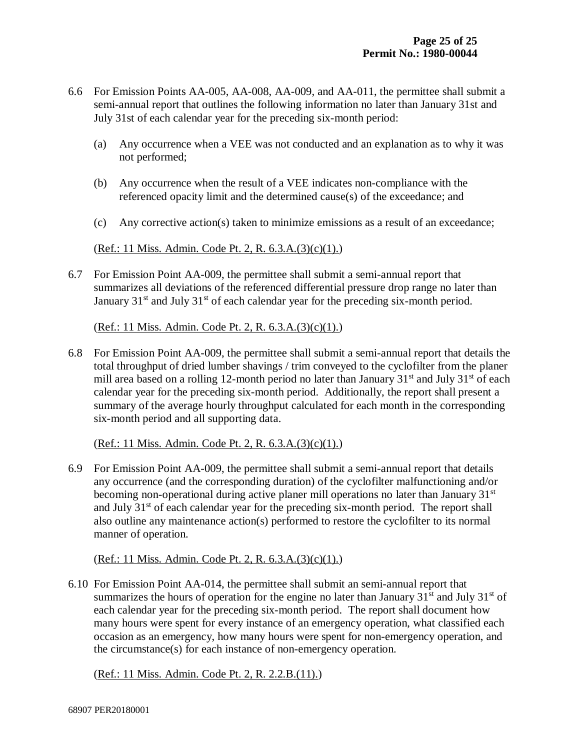6.6 For Emission Points AA-005, AA-008, AA-009, and AA-011, the permittee shall submit a semi-annual report that outlines the following information no later than January 31st and July 31st of each calendar year for the preceding six-month period:

   (a) Any occurrence when a VEE was not conducted and an explanation as to why it was not performed;

   (b) Any occurrence when the result of a VEE indicates non-compliance with the referenced opacity limit and the determined cause(s) of the exceedance; and

   (c) Any corrective action(s) taken to minimize emissions as a result of an exceedance;

   (Ref.: 11 Miss. Admin. Code Pt. 2, R. 6.3.A.(3)(c)(1).)

6.7 For Emission Point AA-009, the permittee shall submit a semi-annual report that summarizes all deviations of the referenced differential pressure drop range no later than January 31st and July 31st of each calendar year for the preceding six-month period.

   (Ref.: 11 Miss. Admin. Code Pt. 2, R. 6.3.A.(3)(c)(1).)

6.8 For Emission Point AA-009, the permittee shall submit a semi-annual report that details the total throughput of dried lumber shavings / trim conveyed to the cyclofilter from the planer mill area based on a rolling 12-month period no later than January 31st and July 31st of each calendar year for the preceding six-month period. Additionally, the report shall present a summary of the average hourly throughput calculated for each month in the corresponding six-month period and all supporting data.

   (Ref.: 11 Miss. Admin. Code Pt. 2, R. 6.3.A.(3)(c)(1).)

6.9 For Emission Point AA-009, the permittee shall submit a semi-annual report that details any occurrence (and the corresponding duration) of the cyclofilter malfunctioning and/or becoming non-operational during active planer mill operations no later than January 31st and July 31st of each calendar year for the preceding six-month period. The report shall also outline any maintenance action(s) performed to restore the cyclofilter to its normal manner of operation.

   (Ref.: 11 Miss. Admin. Code Pt. 2, R. 6.3.A.(3)(c)(1).)

6.10 For Emission Point AA-014, the permittee shall submit an semi-annual report that summarizes the hours of operation for the engine no later than January 31st and July 31st of each calendar year for the preceding six-month period. The report shall document how many hours were spent for every instance of an emergency operation, what classified each occasion as an emergency, how many hours were spent for non-emergency operation, and the circumstance(s) for each instance of non-emergency operation.

   (Ref.: 11 Miss. Admin. Code Pt. 2, R. 2.2.B.(11).)

68907 PER20180001